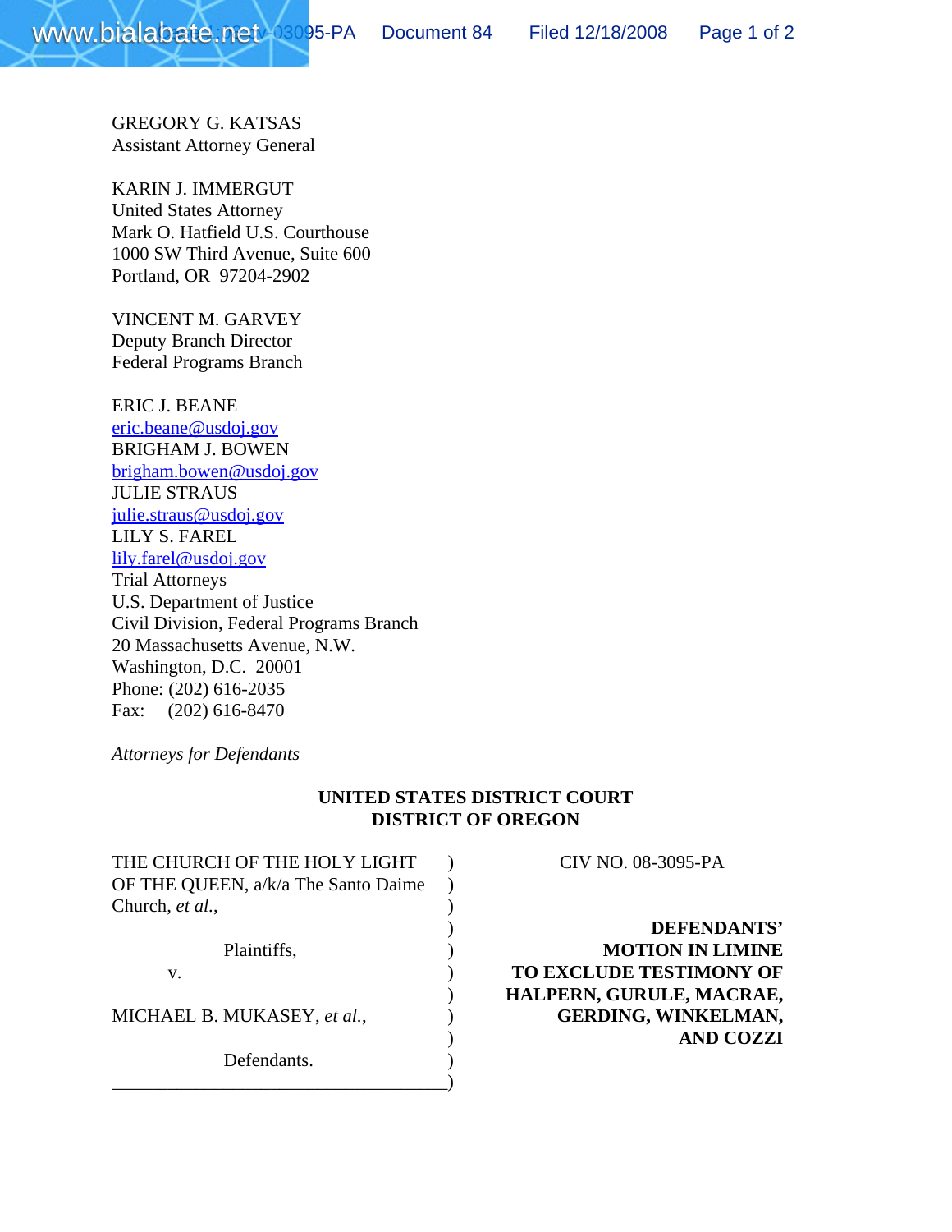GREGORY G. KATSAS
Assistant Attorney General

KARIN J. IMMERGUT
United States Attorney
Mark O. Hatfield U.S. Courthouse
1000 SW Third Avenue, Suite 600
Portland, OR 97204-2902

VINCENT M. GARVEY
Deputy Branch Director
Federal Programs Branch

ERIC J. BEANE
eric.beane@usdoj.gov
BRIGHAM J. BOWEN
brigham.bowen@usdoj.gov
JULIE STRAUS
julie.straus@usdoj.gov
LILY S. FAREL
lily.farel@usdoj.gov
Trial Attorneys
U.S. Department of Justice
Civil Division, Federal Programs Branch
20 Massachusetts Avenue, N.W.
Washington, D.C. 20001
Phone: (202) 616-2035
Fax: (202) 616-8470

*Attorneys for Defendants*

**UNITED STATES DISTRICT COURT**
**DISTRICT OF OREGON**

THE CHURCH OF THE HOLY LIGHT OF THE QUEEN, a/k/a The Santo Daime Church, *et al.*,

Plaintiffs,

v.

MICHAEL B. MUKASEY, *et al.*,

Defendants.

CIV NO. 08-3095-PA

**DEFENDANTS' MOTION IN LIMINE TO EXCLUDE TESTIMONY OF HALPERN, GURULE, MACRAE, GERDING, WINKELMAN, AND COZZI**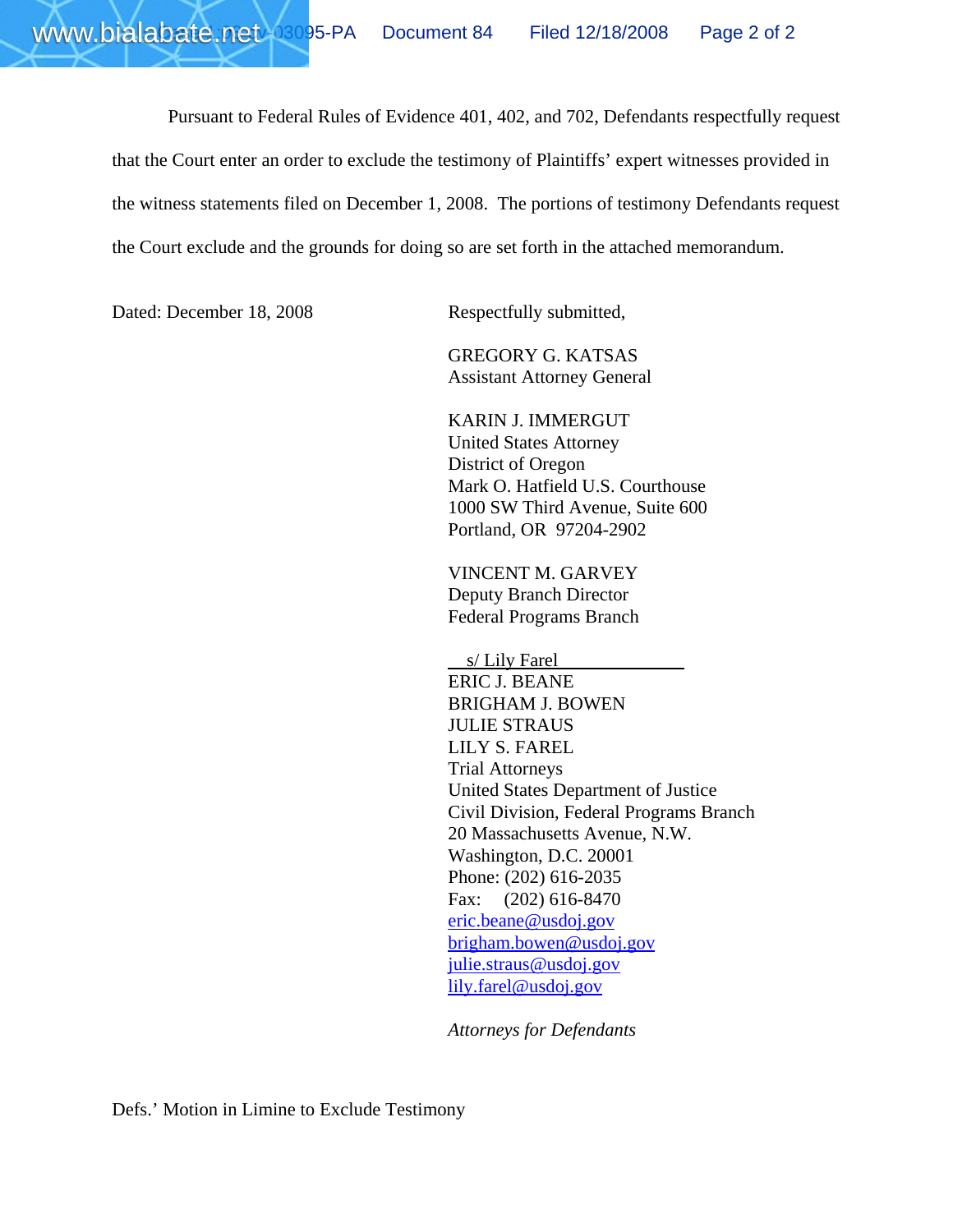Pursuant to Federal Rules of Evidence 401, 402, and 702, Defendants respectfully request that the Court enter an order to exclude the testimony of Plaintiffs' expert witnesses provided in the witness statements filed on December 1, 2008. The portions of testimony Defendants request the Court exclude and the grounds for doing so are set forth in the attached memorandum.

Dated: December 18, 2008

Respectfully submitted,

GREGORY G. KATSAS
Assistant Attorney General

KARIN J. IMMERGUT
United States Attorney
District of Oregon
Mark O. Hatfield U.S. Courthouse
1000 SW Third Avenue, Suite 600
Portland, OR 97204-2902

VINCENT M. GARVEY
Deputy Branch Director
Federal Programs Branch

s/ Lily Farel
ERIC J. BEANE
BRIGHAM J. BOWEN
JULIE STRAUS
LILY S. FAREL
Trial Attorneys
United States Department of Justice
Civil Division, Federal Programs Branch
20 Massachusetts Avenue, N.W.
Washington, D.C. 20001
Phone: (202) 616-2035
Fax: (202) 616-8470
eric.beane@usdoj.gov
brigham.bowen@usdoj.gov
julie.straus@usdoj.gov
lily.farel@usdoj.gov

*Attorneys for Defendants*

Defs.' Motion in Limine to Exclude Testimony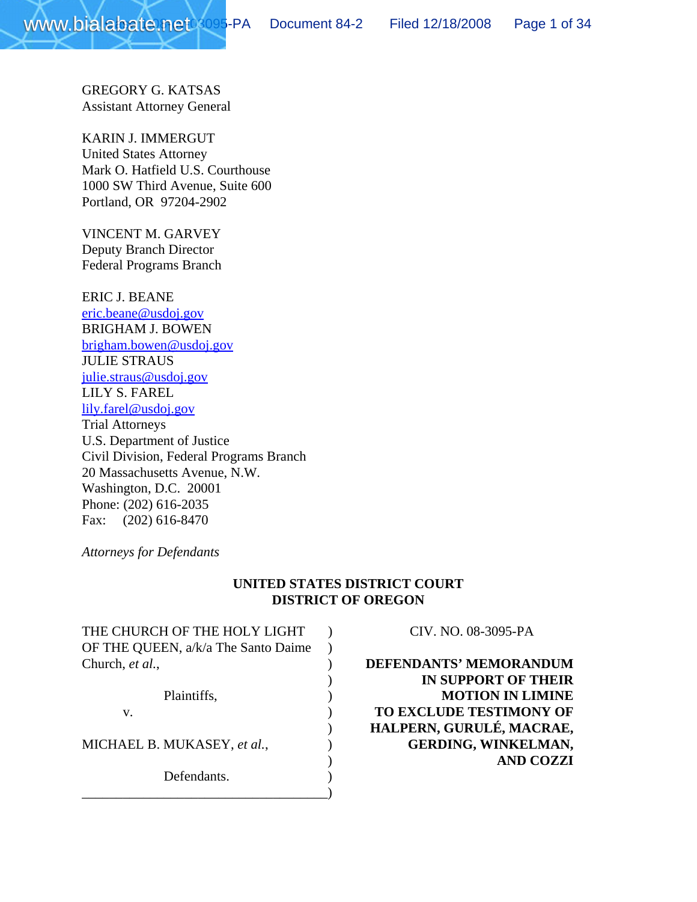GREGORY G. KATSAS
Assistant Attorney General

KARIN J. IMMERGUT
United States Attorney
Mark O. Hatfield U.S. Courthouse
1000 SW Third Avenue, Suite 600
Portland, OR 97204-2902

VINCENT M. GARVEY
Deputy Branch Director
Federal Programs Branch

ERIC J. BEANE
eric.beane@usdoj.gov
BRIGHAM J. BOWEN
brigham.bowen@usdoj.gov
JULIE STRAUS
julie.straus@usdoj.gov
LILY S. FAREL
lily.farel@usdoj.gov
Trial Attorneys
U.S. Department of Justice
Civil Division, Federal Programs Branch
20 Massachusetts Avenue, N.W.
Washington, D.C. 20001
Phone: (202) 616-2035
Fax: (202) 616-8470

*Attorneys for Defendants*

**UNITED STATES DISTRICT COURT**
**DISTRICT OF OREGON**

THE CHURCH OF THE HOLY LIGHT OF THE QUEEN, a/k/a The Santo Daime Church, *et al.*,

Plaintiffs,

v.

MICHAEL B. MUKASEY, *et al.*,

Defendants.

CIV. NO. 08-3095-PA

**DEFENDANTS' MEMORANDUM IN SUPPORT OF THEIR MOTION IN LIMINE TO EXCLUDE TESTIMONY OF HALPERN, GURULÉ, MACRAE, GERDING, WINKELMAN, AND COZZI**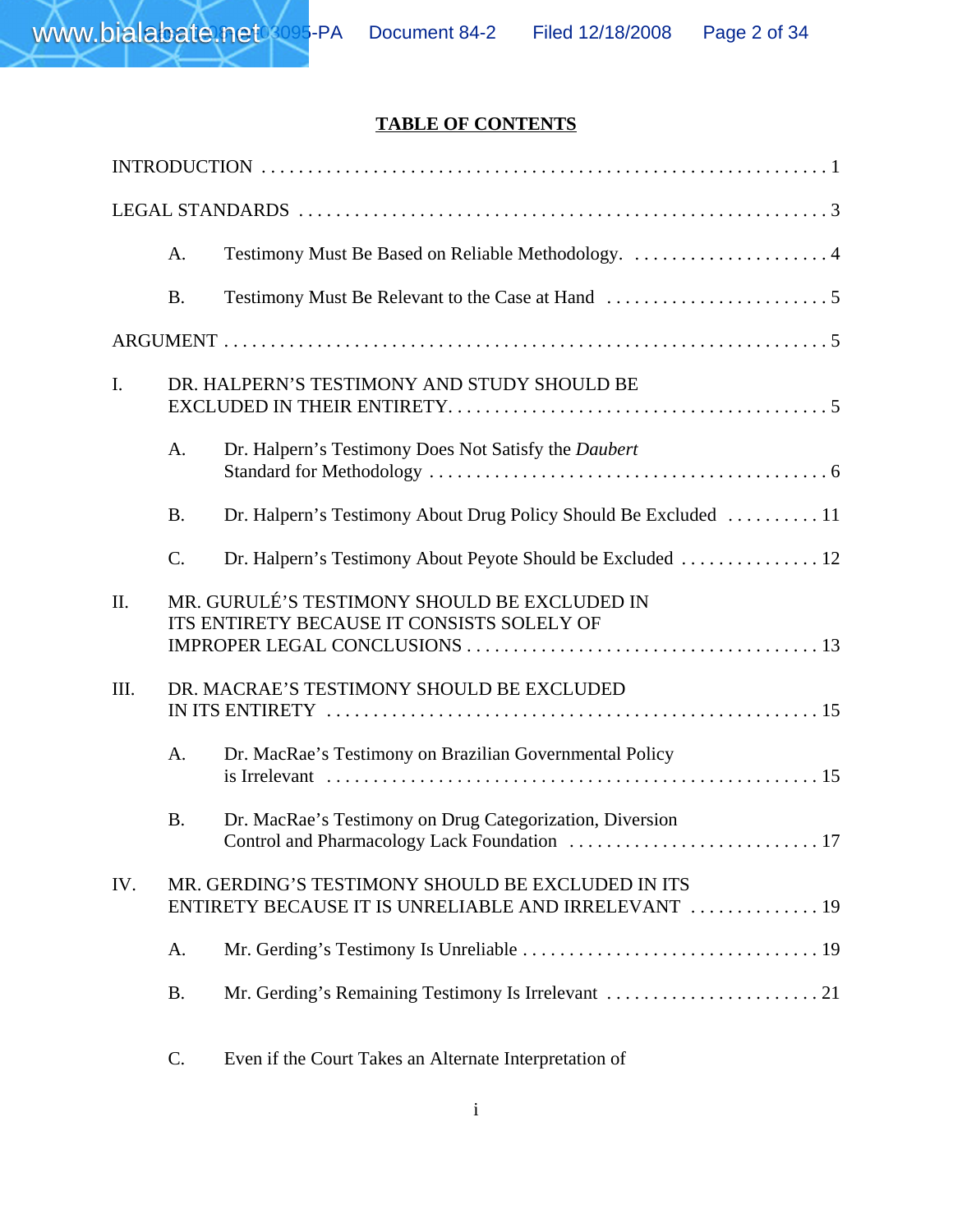## TABLE OF CONTENTS

INTRODUCTION . . . . . . . . . . . . . . . . . . . . . . . . . . . . . . . . . . . . . . . . . . . . . . . . . . . . . . . . . . . . . . 1

LEGAL STANDARDS . . . . . . . . . . . . . . . . . . . . . . . . . . . . . . . . . . . . . . . . . . . . . . . . . . . . . . . . . 3

A. Testimony Must Be Based on Reliable Methodology. . . . . . . . . . . . . . . . . . . . . . . 4

B. Testimony Must Be Relevant to the Case at Hand . . . . . . . . . . . . . . . . . . . . . . . . . 5

ARGUMENT . . . . . . . . . . . . . . . . . . . . . . . . . . . . . . . . . . . . . . . . . . . . . . . . . . . . . . . . . . . . . . . . 5

I. DR. HALPERN'S TESTIMONY AND STUDY SHOULD BE EXCLUDED IN THEIR ENTIRETY. . . . . . . . . . . . . . . . . . . . . . . . . . . . . . . . . . . . . . . . . 5

A. Dr. Halpern's Testimony Does Not Satisfy the *Daubert* Standard for Methodology . . . . . . . . . . . . . . . . . . . . . . . . . . . . . . . . . . . . . . . . . . . 6

B. Dr. Halpern's Testimony About Drug Policy Should Be Excluded . . . . . . . . . . 11

C. Dr. Halpern's Testimony About Peyote Should be Excluded . . . . . . . . . . . . . . . 12

II. MR. GURULÉ'S TESTIMONY SHOULD BE EXCLUDED IN ITS ENTIRETY BECAUSE IT CONSISTS SOLELY OF IMPROPER LEGAL CONCLUSIONS . . . . . . . . . . . . . . . . . . . . . . . . . . . . . . . . . . . . . 13

III. DR. MACRAE'S TESTIMONY SHOULD BE EXCLUDED IN ITS ENTIRETY . . . . . . . . . . . . . . . . . . . . . . . . . . . . . . . . . . . . . . . . . . . . . . . . . . . . 15

A. Dr. MacRae's Testimony on Brazilian Governmental Policy is Irrelevant . . . . . . . . . . . . . . . . . . . . . . . . . . . . . . . . . . . . . . . . . . . . . . . . . . . . . 15

B. Dr. MacRae's Testimony on Drug Categorization, Diversion Control and Pharmacology Lack Foundation . . . . . . . . . . . . . . . . . . . . . . . . . . . 17

IV. MR. GERDING'S TESTIMONY SHOULD BE EXCLUDED IN ITS ENTIRETY BECAUSE IT IS UNRELIABLE AND IRRELEVANT . . . . . . . . . . . . . . 19

A. Mr. Gerding's Testimony Is Unreliable . . . . . . . . . . . . . . . . . . . . . . . . . . . . . . . . 19

B. Mr. Gerding's Remaining Testimony Is Irrelevant . . . . . . . . . . . . . . . . . . . . . . . 21

C. Even if the Court Takes an Alternate Interpretation of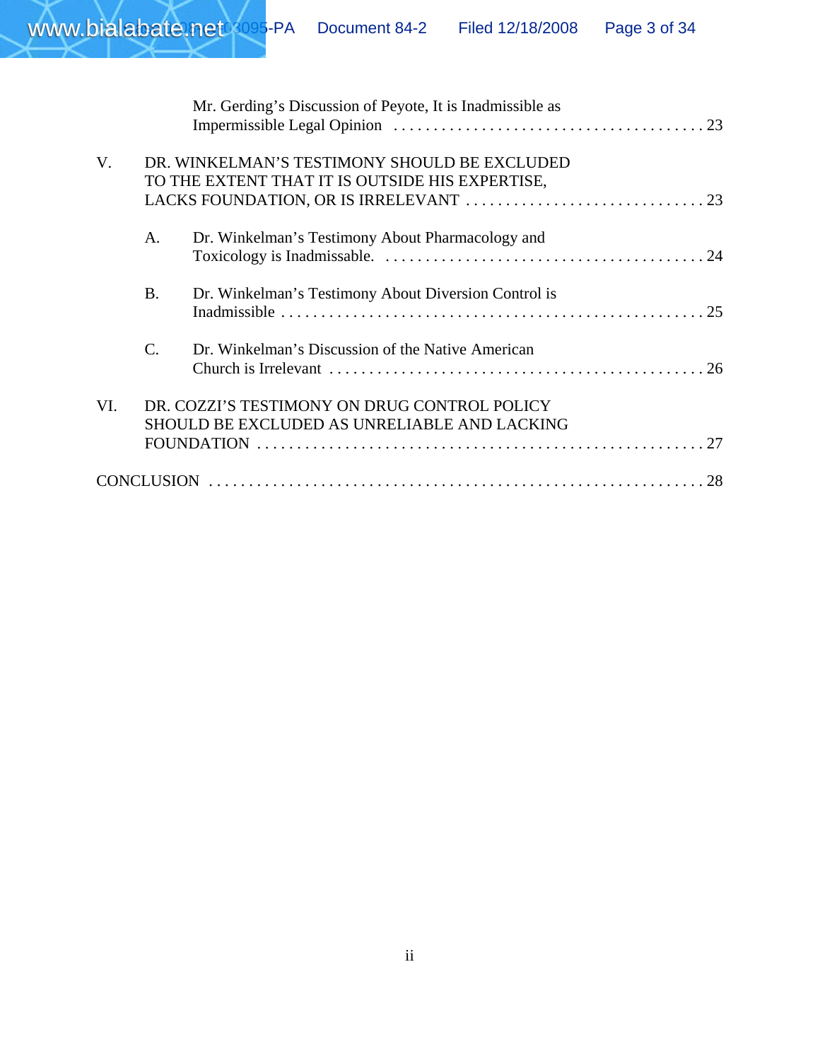Mr. Gerding's Discussion of Peyote, It is Inadmissible as Impermissible Legal Opinion . . . . . . . . . . . . . . . . . . . . . . . . . . . . . . . . . . . . . . . 23

V. DR. WINKELMAN'S TESTIMONY SHOULD BE EXCLUDED TO THE EXTENT THAT IT IS OUTSIDE HIS EXPERTISE, LACKS FOUNDATION, OR IS IRRELEVANT . . . . . . . . . . . . . . . . . . . . . . . . . . . . . . 23

A. Dr. Winkelman's Testimony About Pharmacology and Toxicology is Inadmissable. . . . . . . . . . . . . . . . . . . . . . . . . . . . . . . . . . . . . . . . 24

B. Dr. Winkelman's Testimony About Diversion Control is Inadmissible . . . . . . . . . . . . . . . . . . . . . . . . . . . . . . . . . . . . . . . . . . . . . . . . . . . . 25

C. Dr. Winkelman's Discussion of the Native American Church is Irrelevant . . . . . . . . . . . . . . . . . . . . . . . . . . . . . . . . . . . . . . . . . . . . . . . 26

VI. DR. COZZI'S TESTIMONY ON DRUG CONTROL POLICY SHOULD BE EXCLUDED AS UNRELIABLE AND LACKING FOUNDATION . . . . . . . . . . . . . . . . . . . . . . . . . . . . . . . . . . . . . . . . . . . . . . . . . . . . . . 27

CONCLUSION . . . . . . . . . . . . . . . . . . . . . . . . . . . . . . . . . . . . . . . . . . . . . . . . . . . . . . . . . . . . 28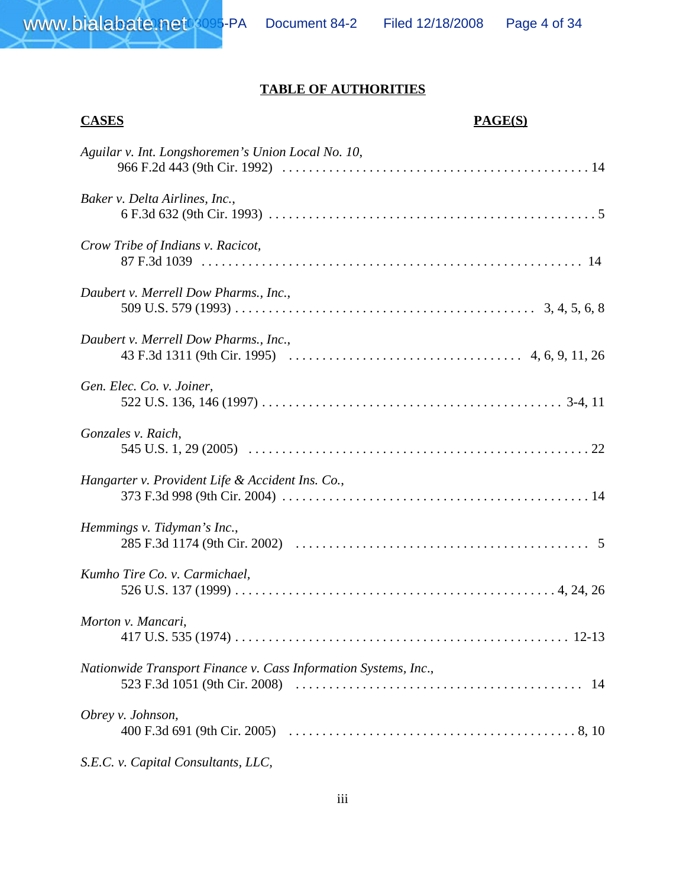## TABLE OF AUTHORITIES

**CASES** **PAGE(S)**

*Aguilar v. Int. Longshoremen's Union Local No. 10*,
966 F.2d 443 (9th Cir. 1992) . . . . . . . . . . . . . . . . . . . . . . . . . . . . . . . . . . . . . . . . . . . . . 14

*Baker v. Delta Airlines, Inc.*,
6 F.3d 632 (9th Cir. 1993) . . . . . . . . . . . . . . . . . . . . . . . . . . . . . . . . . . . . . . . . . . . . . . . . 5

*Crow Tribe of Indians v. Racicot*,
87 F.3d 1039 . . . . . . . . . . . . . . . . . . . . . . . . . . . . . . . . . . . . . . . . . . . . . . . . . . . . . . . . 14

*Daubert v. Merrell Dow Pharms., Inc.*,
509 U.S. 579 (1993) . . . . . . . . . . . . . . . . . . . . . . . . . . . . . . . . . . . . . . . . . . . . 3, 4, 5, 6, 8

*Daubert v. Merrell Dow Pharms., Inc.*,
43 F.3d 1311 (9th Cir. 1995) . . . . . . . . . . . . . . . . . . . . . . . . . . . . . . . . . . . 4, 6, 9, 11, 26

*Gen. Elec. Co. v. Joiner*,
522 U.S. 136, 146 (1997) . . . . . . . . . . . . . . . . . . . . . . . . . . . . . . . . . . . . . . . . . . . . . . 3-4, 11

*Gonzales v. Raich*,
545 U.S. 1, 29 (2005) . . . . . . . . . . . . . . . . . . . . . . . . . . . . . . . . . . . . . . . . . . . . . . . . . . . 22

*Hangarter v. Provident Life & Accident Ins. Co.*,
373 F.3d 998 (9th Cir. 2004) . . . . . . . . . . . . . . . . . . . . . . . . . . . . . . . . . . . . . . . . . . . . . . 14

*Hemmings v. Tidyman's Inc.*,
285 F.3d 1174 (9th Cir. 2002) . . . . . . . . . . . . . . . . . . . . . . . . . . . . . . . . . . . . . . . . . . . . 5

*Kumho Tire Co. v. Carmichael*,
526 U.S. 137 (1999) . . . . . . . . . . . . . . . . . . . . . . . . . . . . . . . . . . . . . . . . . . . . . . . . 4, 24, 26

*Morton v. Mancari*,
417 U.S. 535 (1974) . . . . . . . . . . . . . . . . . . . . . . . . . . . . . . . . . . . . . . . . . . . . . . . . . . 12-13

*Nationwide Transport Finance v. Cass Information Systems, Inc.*,
523 F.3d 1051 (9th Cir. 2008) . . . . . . . . . . . . . . . . . . . . . . . . . . . . . . . . . . . . . . . . . . . 14

*Obrey v. Johnson*,
400 F.3d 691 (9th Cir. 2005) . . . . . . . . . . . . . . . . . . . . . . . . . . . . . . . . . . . . . . . . . . . 8, 10

*S.E.C. v. Capital Consultants, LLC*,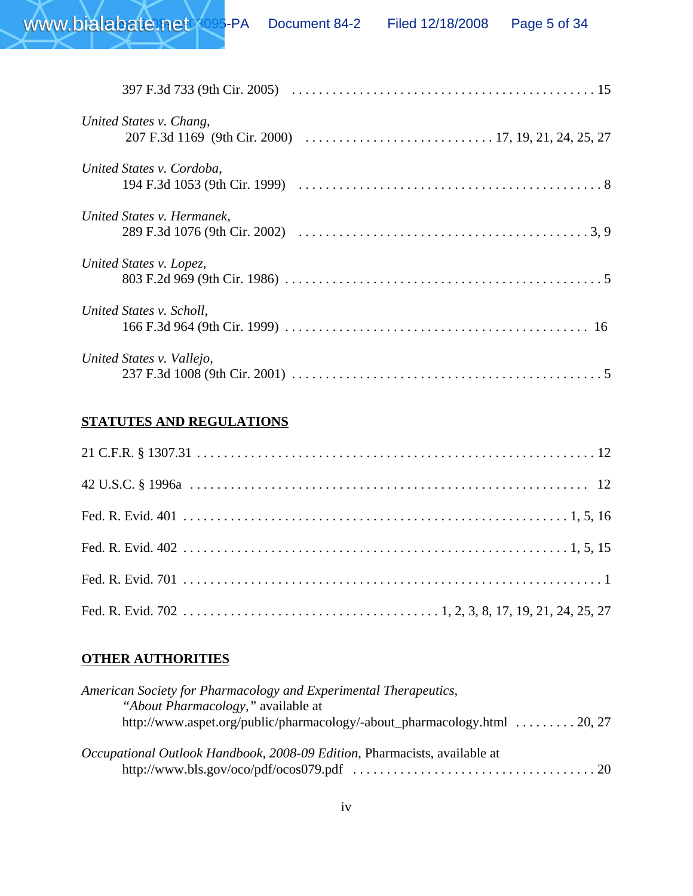397 F.3d 733 (9th Cir. 2005) . . . . . . . . . . . . . . . . . . . . . . . . . . . . . . . . . . . . . . . . . . . 15

*United States v. Chang*,
207 F.3d 1169 (9th Cir. 2000) . . . . . . . . . . . . . . . . . . . . . . . . . . . 17, 19, 21, 24, 25, 27

*United States v. Cordoba*,
194 F.3d 1053 (9th Cir. 1999) . . . . . . . . . . . . . . . . . . . . . . . . . . . . . . . . . . . . . . . . . . . 8

*United States v. Hermanek*,
289 F.3d 1076 (9th Cir. 2002) . . . . . . . . . . . . . . . . . . . . . . . . . . . . . . . . . . . . . . . . . 3, 9

*United States v. Lopez*,
803 F.2d 969 (9th Cir. 1986) . . . . . . . . . . . . . . . . . . . . . . . . . . . . . . . . . . . . . . . . . . . . 5

*United States v. Scholl*,
166 F.3d 964 (9th Cir. 1999) . . . . . . . . . . . . . . . . . . . . . . . . . . . . . . . . . . . . . . . . . . 16

*United States v. Vallejo*,
237 F.3d 1008 (9th Cir. 2001) . . . . . . . . . . . . . . . . . . . . . . . . . . . . . . . . . . . . . . . . . . . 5

**STATUTES AND REGULATIONS**

21 C.F.R. § 1307.31 . . . . . . . . . . . . . . . . . . . . . . . . . . . . . . . . . . . . . . . . . . . . . . . . . . . . 12

42 U.S.C. § 1996a . . . . . . . . . . . . . . . . . . . . . . . . . . . . . . . . . . . . . . . . . . . . . . . . . . . . . 12

Fed. R. Evid. 401 . . . . . . . . . . . . . . . . . . . . . . . . . . . . . . . . . . . . . . . . . . . . . . . . . . 1, 5, 16

Fed. R. Evid. 402 . . . . . . . . . . . . . . . . . . . . . . . . . . . . . . . . . . . . . . . . . . . . . . . . . . 1, 5, 15

Fed. R. Evid. 701 . . . . . . . . . . . . . . . . . . . . . . . . . . . . . . . . . . . . . . . . . . . . . . . . . . . . . . . 1

Fed. R. Evid. 702 . . . . . . . . . . . . . . . . . . . . . . . . . . . . . . . . . . 1, 2, 3, 8, 17, 19, 21, 24, 25, 27

**OTHER AUTHORITIES**

*American Society for Pharmacology and Experimental Therapeutics*,
*"About Pharmacology,"* available at
http://www.aspet.org/public/pharmacology/-about_pharmacology.html . . . . . . . . . 20, 27

*Occupational Outlook Handbook, 2008-09 Edition*, Pharmacists, available at
http://www.bls.gov/oco/pdf/ocos079.pdf . . . . . . . . . . . . . . . . . . . . . . . . . . . . . . . . . . . 20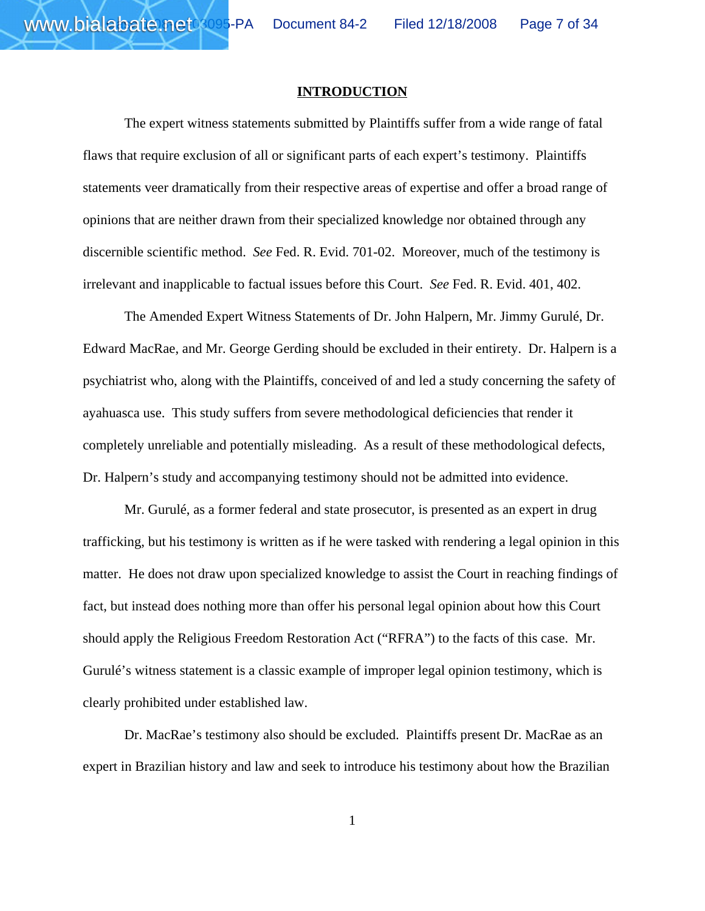## INTRODUCTION

The expert witness statements submitted by Plaintiffs suffer from a wide range of fatal flaws that require exclusion of all or significant parts of each expert's testimony. Plaintiffs statements veer dramatically from their respective areas of expertise and offer a broad range of opinions that are neither drawn from their specialized knowledge nor obtained through any discernible scientific method. *See* Fed. R. Evid. 701-02. Moreover, much of the testimony is irrelevant and inapplicable to factual issues before this Court. *See* Fed. R. Evid. 401, 402.

The Amended Expert Witness Statements of Dr. John Halpern, Mr. Jimmy Gurulé, Dr. Edward MacRae, and Mr. George Gerding should be excluded in their entirety. Dr. Halpern is a psychiatrist who, along with the Plaintiffs, conceived of and led a study concerning the safety of ayahuasca use. This study suffers from severe methodological deficiencies that render it completely unreliable and potentially misleading. As a result of these methodological defects, Dr. Halpern's study and accompanying testimony should not be admitted into evidence.

Mr. Gurulé, as a former federal and state prosecutor, is presented as an expert in drug trafficking, but his testimony is written as if he were tasked with rendering a legal opinion in this matter. He does not draw upon specialized knowledge to assist the Court in reaching findings of fact, but instead does nothing more than offer his personal legal opinion about how this Court should apply the Religious Freedom Restoration Act ("RFRA") to the facts of this case. Mr. Gurulé's witness statement is a classic example of improper legal opinion testimony, which is clearly prohibited under established law.

Dr. MacRae's testimony also should be excluded. Plaintiffs present Dr. MacRae as an expert in Brazilian history and law and seek to introduce his testimony about how the Brazilian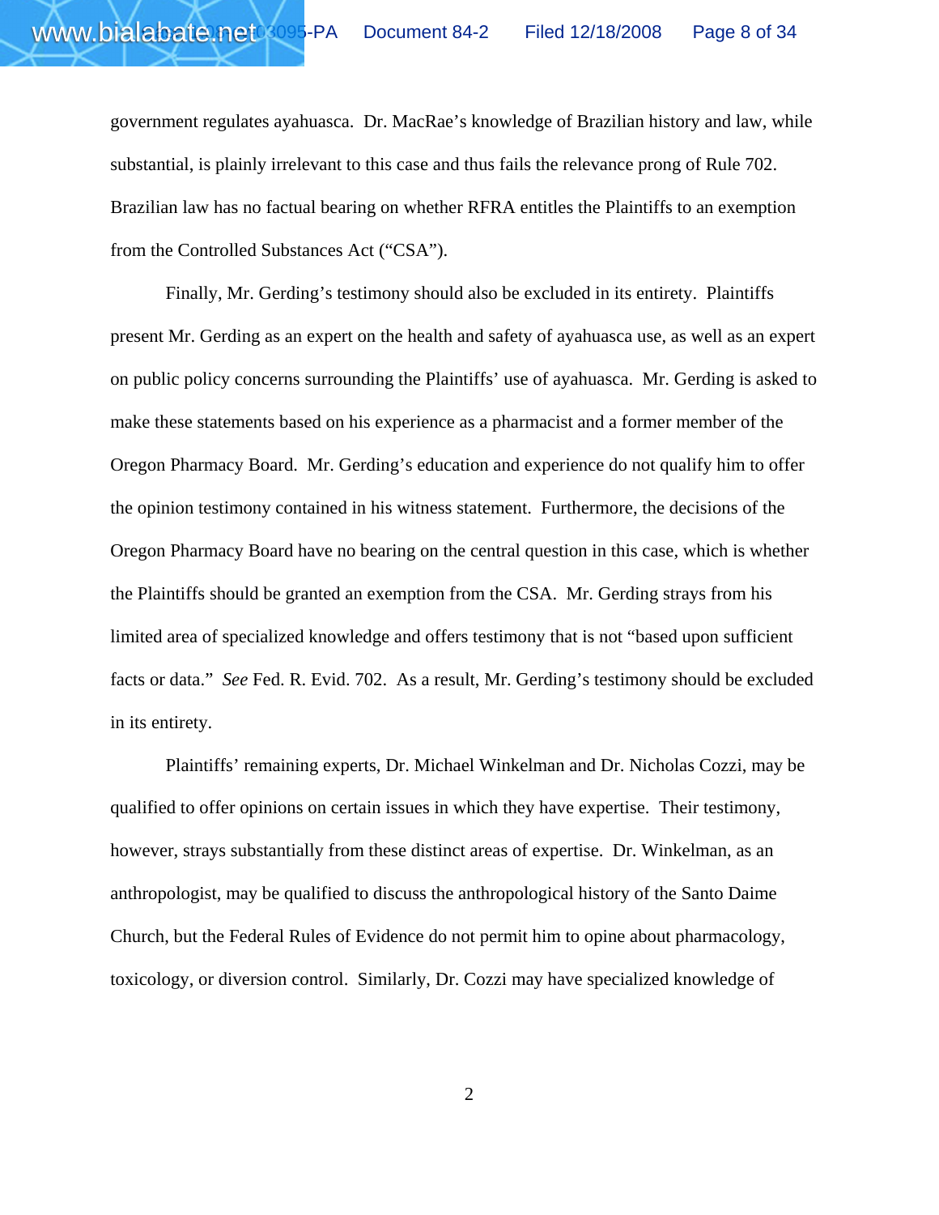government regulates ayahuasca. Dr. MacRae's knowledge of Brazilian history and law, while substantial, is plainly irrelevant to this case and thus fails the relevance prong of Rule 702. Brazilian law has no factual bearing on whether RFRA entitles the Plaintiffs to an exemption from the Controlled Substances Act ("CSA").

Finally, Mr. Gerding's testimony should also be excluded in its entirety. Plaintiffs present Mr. Gerding as an expert on the health and safety of ayahuasca use, as well as an expert on public policy concerns surrounding the Plaintiffs' use of ayahuasca. Mr. Gerding is asked to make these statements based on his experience as a pharmacist and a former member of the Oregon Pharmacy Board. Mr. Gerding's education and experience do not qualify him to offer the opinion testimony contained in his witness statement. Furthermore, the decisions of the Oregon Pharmacy Board have no bearing on the central question in this case, which is whether the Plaintiffs should be granted an exemption from the CSA. Mr. Gerding strays from his limited area of specialized knowledge and offers testimony that is not "based upon sufficient facts or data." *See* Fed. R. Evid. 702. As a result, Mr. Gerding's testimony should be excluded in its entirety.

Plaintiffs' remaining experts, Dr. Michael Winkelman and Dr. Nicholas Cozzi, may be qualified to offer opinions on certain issues in which they have expertise. Their testimony, however, strays substantially from these distinct areas of expertise. Dr. Winkelman, as an anthropologist, may be qualified to discuss the anthropological history of the Santo Daime Church, but the Federal Rules of Evidence do not permit him to opine about pharmacology, toxicology, or diversion control. Similarly, Dr. Cozzi may have specialized knowledge of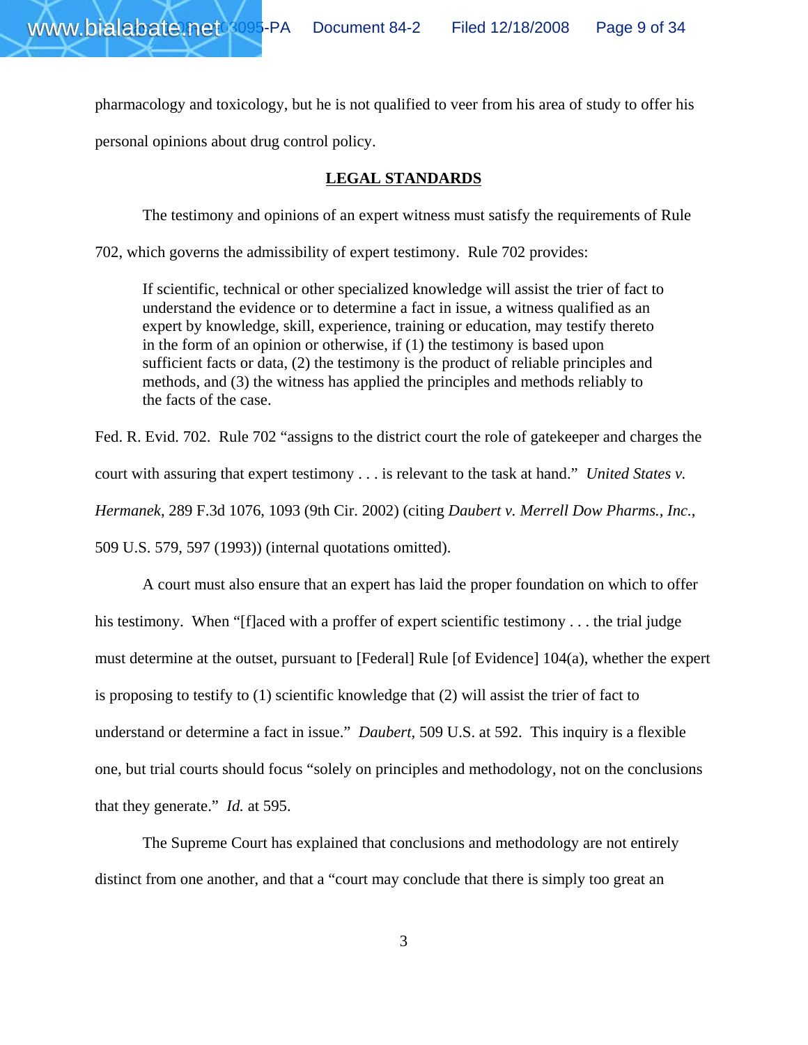pharmacology and toxicology, but he is not qualified to veer from his area of study to offer his personal opinions about drug control policy.

## LEGAL STANDARDS

The testimony and opinions of an expert witness must satisfy the requirements of Rule 702, which governs the admissibility of expert testimony. Rule 702 provides:

> If scientific, technical or other specialized knowledge will assist the trier of fact to understand the evidence or to determine a fact in issue, a witness qualified as an expert by knowledge, skill, experience, training or education, may testify thereto in the form of an opinion or otherwise, if (1) the testimony is based upon sufficient facts or data, (2) the testimony is the product of reliable principles and methods, and (3) the witness has applied the principles and methods reliably to the facts of the case.

Fed. R. Evid. 702. Rule 702 "assigns to the district court the role of gatekeeper and charges the court with assuring that expert testimony . . . is relevant to the task at hand." *United States v. Hermanek*, 289 F.3d 1076, 1093 (9th Cir. 2002) (citing *Daubert v. Merrell Dow Pharms., Inc.*, 509 U.S. 579, 597 (1993)) (internal quotations omitted).

A court must also ensure that an expert has laid the proper foundation on which to offer his testimony. When "[f]aced with a proffer of expert scientific testimony . . . the trial judge must determine at the outset, pursuant to [Federal] Rule [of Evidence] 104(a), whether the expert is proposing to testify to (1) scientific knowledge that (2) will assist the trier of fact to understand or determine a fact in issue." *Daubert*, 509 U.S. at 592. This inquiry is a flexible one, but trial courts should focus "solely on principles and methodology, not on the conclusions that they generate." *Id.* at 595.

The Supreme Court has explained that conclusions and methodology are not entirely distinct from one another, and that a "court may conclude that there is simply too great an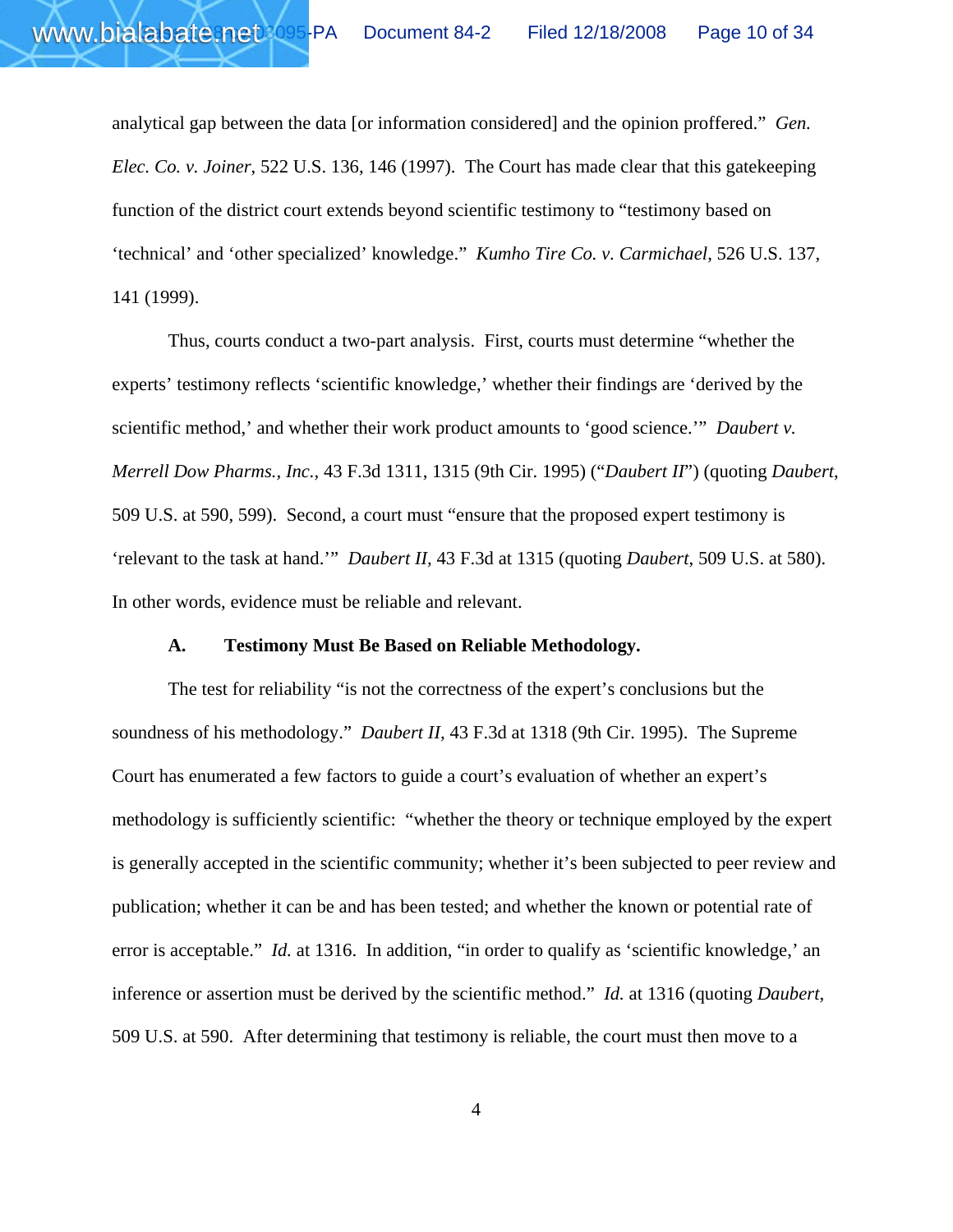analytical gap between the data [or information considered] and the opinion proffered." *Gen. Elec. Co. v. Joiner*, 522 U.S. 136, 146 (1997). The Court has made clear that this gatekeeping function of the district court extends beyond scientific testimony to "testimony based on 'technical' and 'other specialized' knowledge." *Kumho Tire Co. v. Carmichael*, 526 U.S. 137, 141 (1999).

Thus, courts conduct a two-part analysis. First, courts must determine "whether the experts' testimony reflects 'scientific knowledge,' whether their findings are 'derived by the scientific method,' and whether their work product amounts to 'good science.'" *Daubert v. Merrell Dow Pharms., Inc.*, 43 F.3d 1311, 1315 (9th Cir. 1995) ("*Daubert II*") (quoting *Daubert*, 509 U.S. at 590, 599). Second, a court must "ensure that the proposed expert testimony is 'relevant to the task at hand.'" *Daubert II*, 43 F.3d at 1315 (quoting *Daubert*, 509 U.S. at 580). In other words, evidence must be reliable and relevant.

**A. Testimony Must Be Based on Reliable Methodology.**

The test for reliability "is not the correctness of the expert's conclusions but the soundness of his methodology." *Daubert II*, 43 F.3d at 1318 (9th Cir. 1995). The Supreme Court has enumerated a few factors to guide a court's evaluation of whether an expert's methodology is sufficiently scientific: "whether the theory or technique employed by the expert is generally accepted in the scientific community; whether it's been subjected to peer review and publication; whether it can be and has been tested; and whether the known or potential rate of error is acceptable." *Id.* at 1316. In addition, "in order to qualify as 'scientific knowledge,' an inference or assertion must be derived by the scientific method." *Id.* at 1316 (quoting *Daubert*, 509 U.S. at 590. After determining that testimony is reliable, the court must then move to a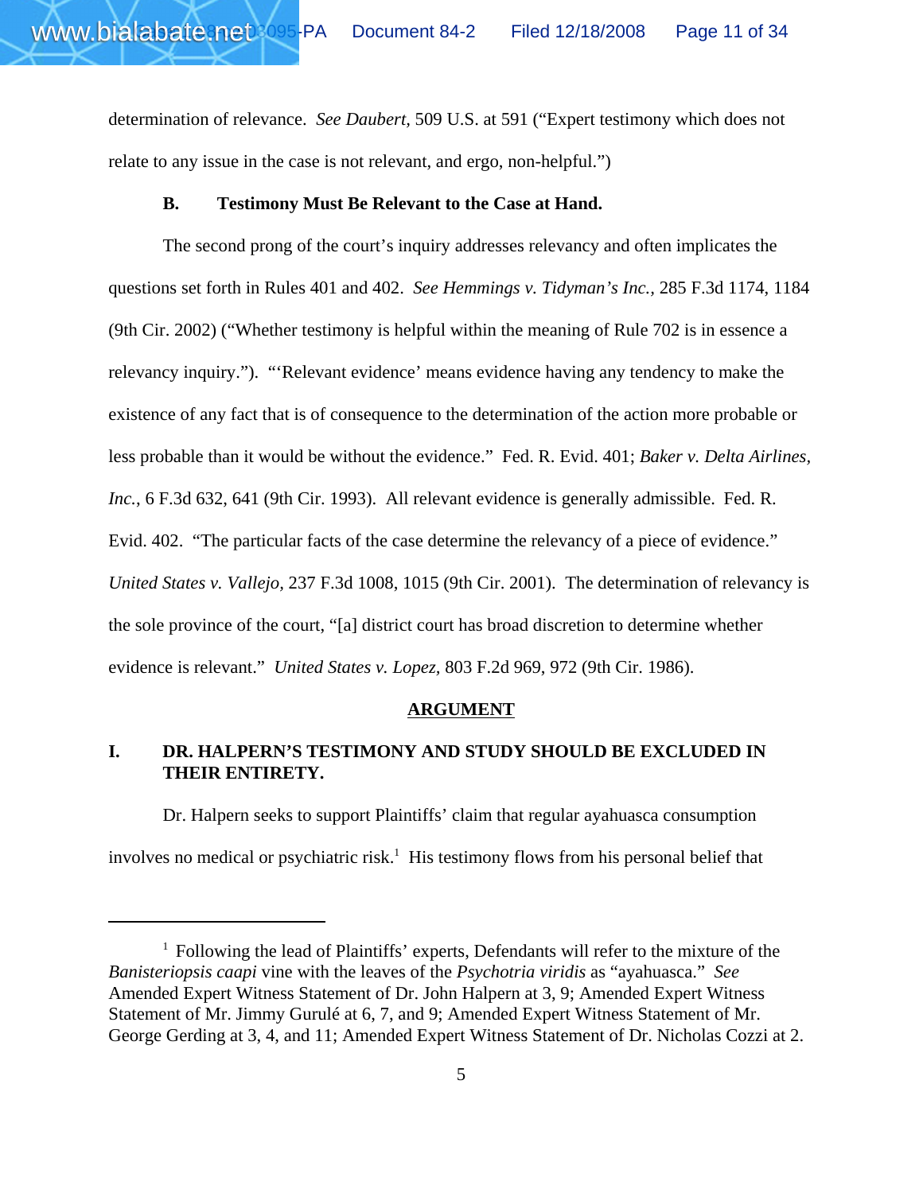determination of relevance. *See Daubert,* 509 U.S. at 591 ("Expert testimony which does not relate to any issue in the case is not relevant, and ergo, non-helpful.")

### B. Testimony Must Be Relevant to the Case at Hand.

The second prong of the court's inquiry addresses relevancy and often implicates the questions set forth in Rules 401 and 402. *See Hemmings v. Tidyman's Inc.,* 285 F.3d 1174, 1184 (9th Cir. 2002) ("Whether testimony is helpful within the meaning of Rule 702 is in essence a relevancy inquiry."). "'Relevant evidence' means evidence having any tendency to make the existence of any fact that is of consequence to the determination of the action more probable or less probable than it would be without the evidence." Fed. R. Evid. 401; *Baker v. Delta Airlines, Inc.*, 6 F.3d 632, 641 (9th Cir. 1993). All relevant evidence is generally admissible. Fed. R. Evid. 402. "The particular facts of the case determine the relevancy of a piece of evidence." *United States v. Vallejo,* 237 F.3d 1008, 1015 (9th Cir. 2001). The determination of relevancy is the sole province of the court, "[a] district court has broad discretion to determine whether evidence is relevant." *United States v. Lopez,* 803 F.2d 969, 972 (9th Cir. 1986).

## ARGUMENT

### I. DR. HALPERN'S TESTIMONY AND STUDY SHOULD BE EXCLUDED IN THEIR ENTIRETY.

Dr. Halpern seeks to support Plaintiffs' claim that regular ayahuasca consumption involves no medical or psychiatric risk.[1] His testimony flows from his personal belief that

---

[1] Following the lead of Plaintiffs' experts, Defendants will refer to the mixture of the *Banisteriopsis caapi* vine with the leaves of the *Psychotria viridis* as "ayahuasca." *See* Amended Expert Witness Statement of Dr. John Halpern at 3, 9; Amended Expert Witness Statement of Mr. Jimmy Gurulé at 6, 7, and 9; Amended Expert Witness Statement of Mr. George Gerding at 3, 4, and 11; Amended Expert Witness Statement of Dr. Nicholas Cozzi at 2.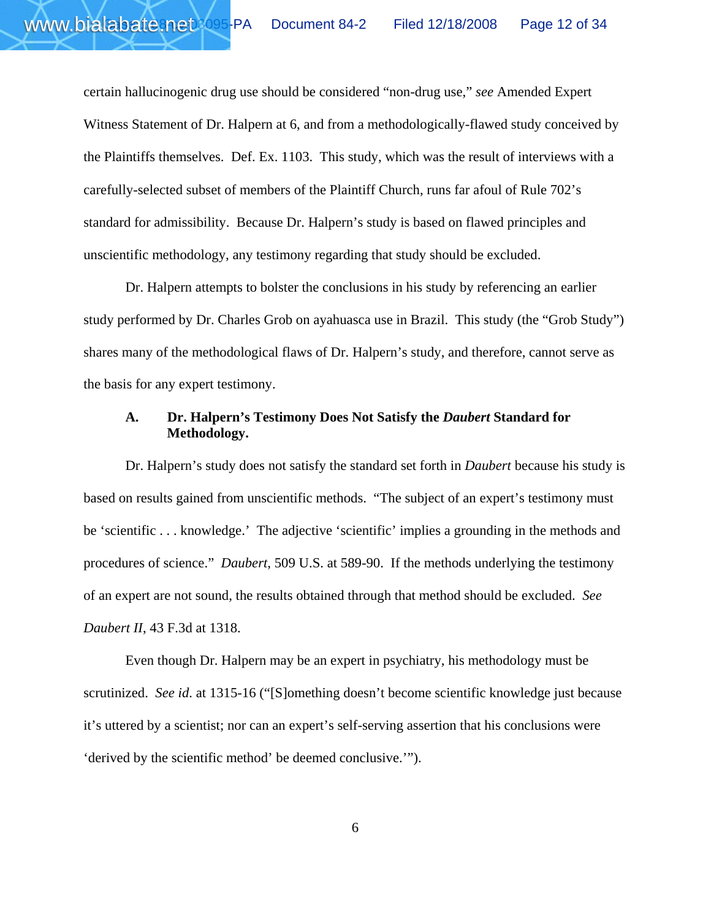certain hallucinogenic drug use should be considered "non-drug use," *see* Amended Expert Witness Statement of Dr. Halpern at 6, and from a methodologically-flawed study conceived by the Plaintiffs themselves. Def. Ex. 1103. This study, which was the result of interviews with a carefully-selected subset of members of the Plaintiff Church, runs far afoul of Rule 702's standard for admissibility. Because Dr. Halpern's study is based on flawed principles and unscientific methodology, any testimony regarding that study should be excluded.

Dr. Halpern attempts to bolster the conclusions in his study by referencing an earlier study performed by Dr. Charles Grob on ayahuasca use in Brazil. This study (the "Grob Study") shares many of the methodological flaws of Dr. Halpern's study, and therefore, cannot serve as the basis for any expert testimony.

### A. Dr. Halpern's Testimony Does Not Satisfy the *Daubert* Standard for Methodology.

Dr. Halpern's study does not satisfy the standard set forth in *Daubert* because his study is based on results gained from unscientific methods. "The subject of an expert's testimony must be 'scientific . . . knowledge.' The adjective 'scientific' implies a grounding in the methods and procedures of science." *Daubert*, 509 U.S. at 589-90. If the methods underlying the testimony of an expert are not sound, the results obtained through that method should be excluded. *See Daubert II*, 43 F.3d at 1318.

Even though Dr. Halpern may be an expert in psychiatry, his methodology must be scrutinized. *See id.* at 1315-16 ("[S]omething doesn't become scientific knowledge just because it's uttered by a scientist; nor can an expert's self-serving assertion that his conclusions were 'derived by the scientific method' be deemed conclusive.'").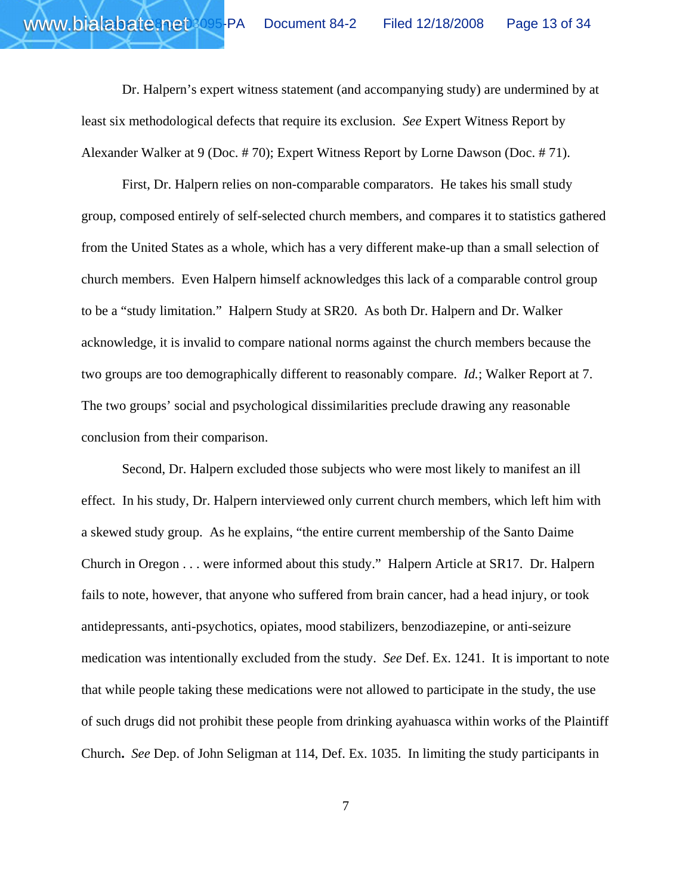Dr. Halpern's expert witness statement (and accompanying study) are undermined by at least six methodological defects that require its exclusion. *See* Expert Witness Report by Alexander Walker at 9 (Doc. # 70); Expert Witness Report by Lorne Dawson (Doc. # 71).

First, Dr. Halpern relies on non-comparable comparators. He takes his small study group, composed entirely of self-selected church members, and compares it to statistics gathered from the United States as a whole, which has a very different make-up than a small selection of church members. Even Halpern himself acknowledges this lack of a comparable control group to be a "study limitation." Halpern Study at SR20. As both Dr. Halpern and Dr. Walker acknowledge, it is invalid to compare national norms against the church members because the two groups are too demographically different to reasonably compare. *Id.*; Walker Report at 7. The two groups' social and psychological dissimilarities preclude drawing any reasonable conclusion from their comparison.

Second, Dr. Halpern excluded those subjects who were most likely to manifest an ill effect. In his study, Dr. Halpern interviewed only current church members, which left him with a skewed study group. As he explains, "the entire current membership of the Santo Daime Church in Oregon . . . were informed about this study." Halpern Article at SR17. Dr. Halpern fails to note, however, that anyone who suffered from brain cancer, had a head injury, or took antidepressants, anti-psychotics, opiates, mood stabilizers, benzodiazepine, or anti-seizure medication was intentionally excluded from the study. *See* Def. Ex. 1241. It is important to note that while people taking these medications were not allowed to participate in the study, the use of such drugs did not prohibit these people from drinking ayahuasca within works of the Plaintiff Church**.** *See* Dep. of John Seligman at 114, Def. Ex. 1035. In limiting the study participants in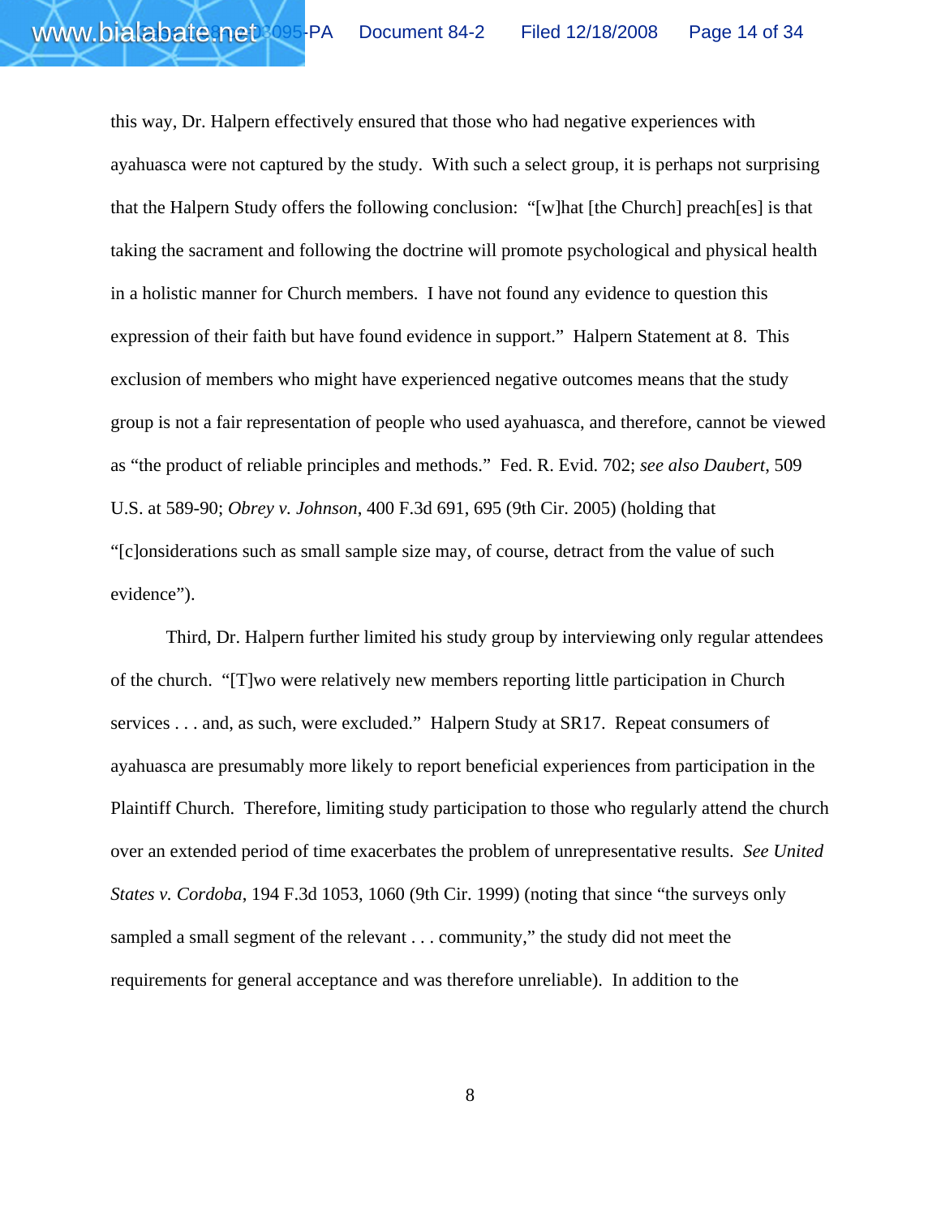this way, Dr. Halpern effectively ensured that those who had negative experiences with ayahuasca were not captured by the study. With such a select group, it is perhaps not surprising that the Halpern Study offers the following conclusion: "[w]hat [the Church] preach[es] is that taking the sacrament and following the doctrine will promote psychological and physical health in a holistic manner for Church members. I have not found any evidence to question this expression of their faith but have found evidence in support." Halpern Statement at 8. This exclusion of members who might have experienced negative outcomes means that the study group is not a fair representation of people who used ayahuasca, and therefore, cannot be viewed as "the product of reliable principles and methods." Fed. R. Evid. 702; *see also Daubert*, 509 U.S. at 589-90; *Obrey v. Johnson*, 400 F.3d 691, 695 (9th Cir. 2005) (holding that "[c]onsiderations such as small sample size may, of course, detract from the value of such evidence").

Third, Dr. Halpern further limited his study group by interviewing only regular attendees of the church. "[T]wo were relatively new members reporting little participation in Church services . . . and, as such, were excluded." Halpern Study at SR17. Repeat consumers of ayahuasca are presumably more likely to report beneficial experiences from participation in the Plaintiff Church. Therefore, limiting study participation to those who regularly attend the church over an extended period of time exacerbates the problem of unrepresentative results. *See United States v. Cordoba*, 194 F.3d 1053, 1060 (9th Cir. 1999) (noting that since "the surveys only sampled a small segment of the relevant . . . community," the study did not meet the requirements for general acceptance and was therefore unreliable). In addition to the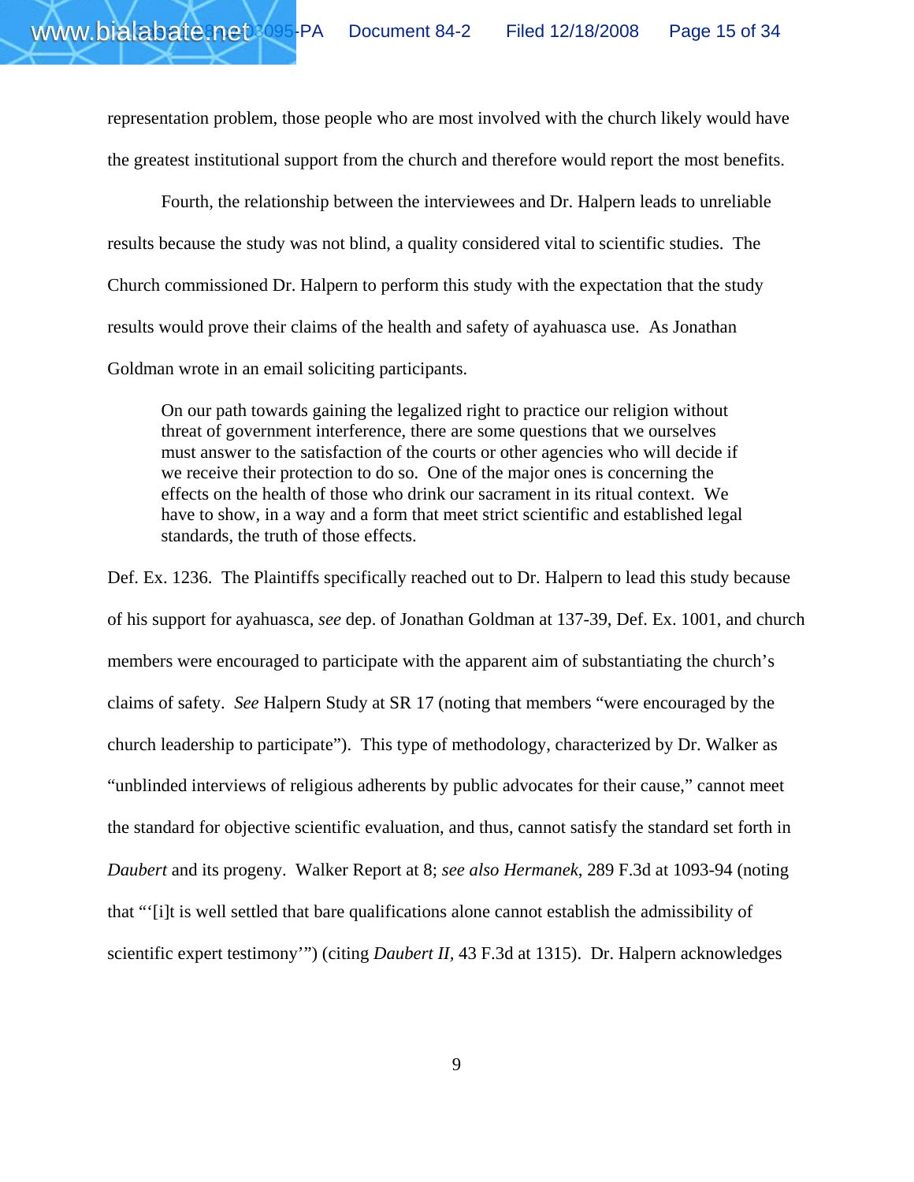representation problem, those people who are most involved with the church likely would have the greatest institutional support from the church and therefore would report the most benefits.

Fourth, the relationship between the interviewees and Dr. Halpern leads to unreliable results because the study was not blind, a quality considered vital to scientific studies. The Church commissioned Dr. Halpern to perform this study with the expectation that the study results would prove their claims of the health and safety of ayahuasca use. As Jonathan Goldman wrote in an email soliciting participants.

> On our path towards gaining the legalized right to practice our religion without threat of government interference, there are some questions that we ourselves must answer to the satisfaction of the courts or other agencies who will decide if we receive their protection to do so. One of the major ones is concerning the effects on the health of those who drink our sacrament in its ritual context. We have to show, in a way and a form that meet strict scientific and established legal standards, the truth of those effects.

Def. Ex. 1236. The Plaintiffs specifically reached out to Dr. Halpern to lead this study because of his support for ayahuasca, *see* dep. of Jonathan Goldman at 137-39, Def. Ex. 1001, and church members were encouraged to participate with the apparent aim of substantiating the church's claims of safety. *See* Halpern Study at SR 17 (noting that members "were encouraged by the church leadership to participate"). This type of methodology, characterized by Dr. Walker as "unblinded interviews of religious adherents by public advocates for their cause," cannot meet the standard for objective scientific evaluation, and thus, cannot satisfy the standard set forth in *Daubert* and its progeny. Walker Report at 8; *see also Hermanek*, 289 F.3d at 1093-94 (noting that "'[i]t is well settled that bare qualifications alone cannot establish the admissibility of scientific expert testimony'") (citing *Daubert II*, 43 F.3d at 1315). Dr. Halpern acknowledges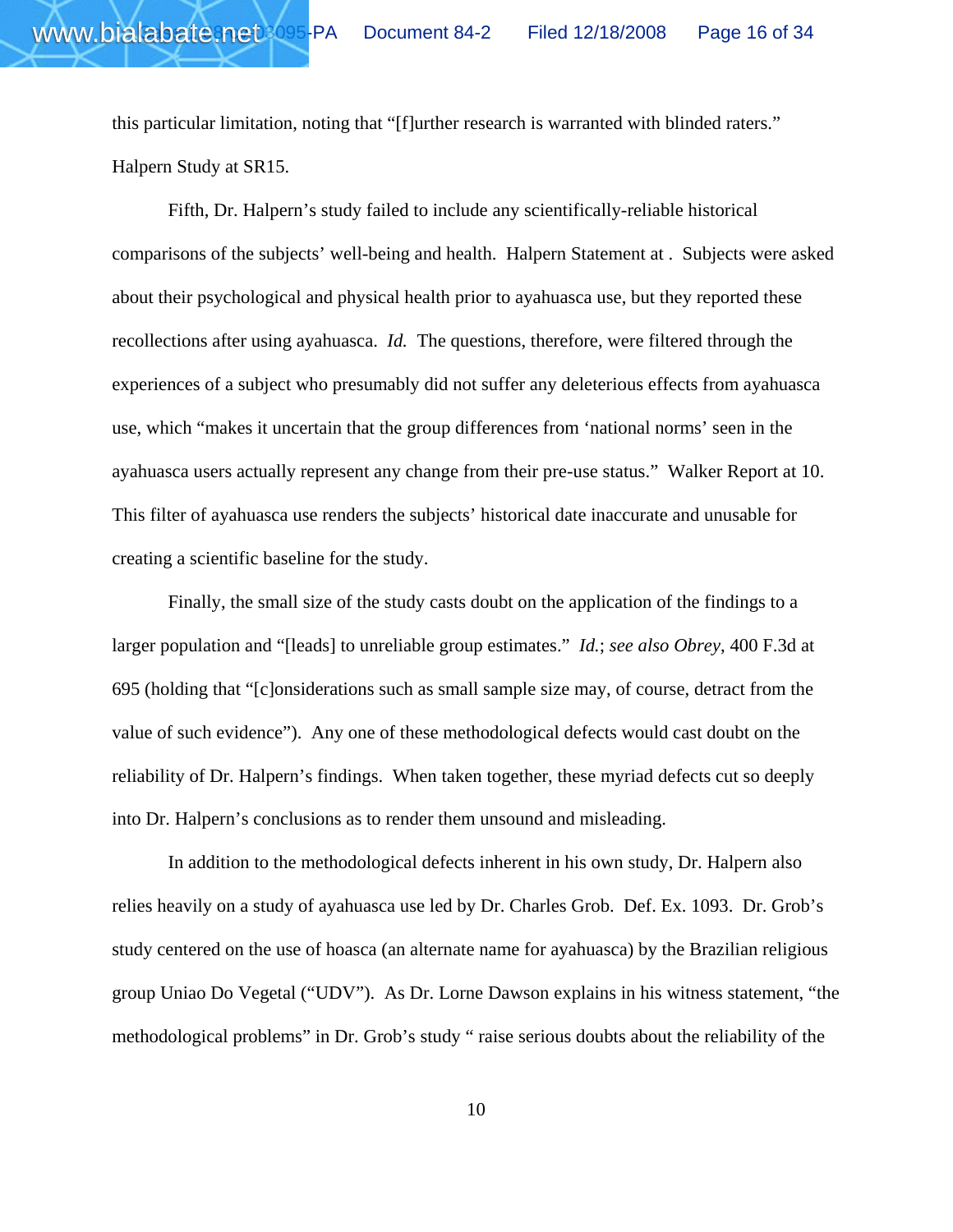this particular limitation, noting that "[f]urther research is warranted with blinded raters." Halpern Study at SR15.

Fifth, Dr. Halpern's study failed to include any scientifically-reliable historical comparisons of the subjects' well-being and health. Halpern Statement at . Subjects were asked about their psychological and physical health prior to ayahuasca use, but they reported these recollections after using ayahuasca. *Id.* The questions, therefore, were filtered through the experiences of a subject who presumably did not suffer any deleterious effects from ayahuasca use, which "makes it uncertain that the group differences from 'national norms' seen in the ayahuasca users actually represent any change from their pre-use status." Walker Report at 10. This filter of ayahuasca use renders the subjects' historical date inaccurate and unusable for creating a scientific baseline for the study.

Finally, the small size of the study casts doubt on the application of the findings to a larger population and "[leads] to unreliable group estimates." *Id.*; *see also Obrey*, 400 F.3d at 695 (holding that "[c]onsiderations such as small sample size may, of course, detract from the value of such evidence"). Any one of these methodological defects would cast doubt on the reliability of Dr. Halpern's findings. When taken together, these myriad defects cut so deeply into Dr. Halpern's conclusions as to render them unsound and misleading.

In addition to the methodological defects inherent in his own study, Dr. Halpern also relies heavily on a study of ayahuasca use led by Dr. Charles Grob. Def. Ex. 1093. Dr. Grob's study centered on the use of hoasca (an alternate name for ayahuasca) by the Brazilian religious group Uniao Do Vegetal ("UDV"). As Dr. Lorne Dawson explains in his witness statement, "the methodological problems" in Dr. Grob's study " raise serious doubts about the reliability of the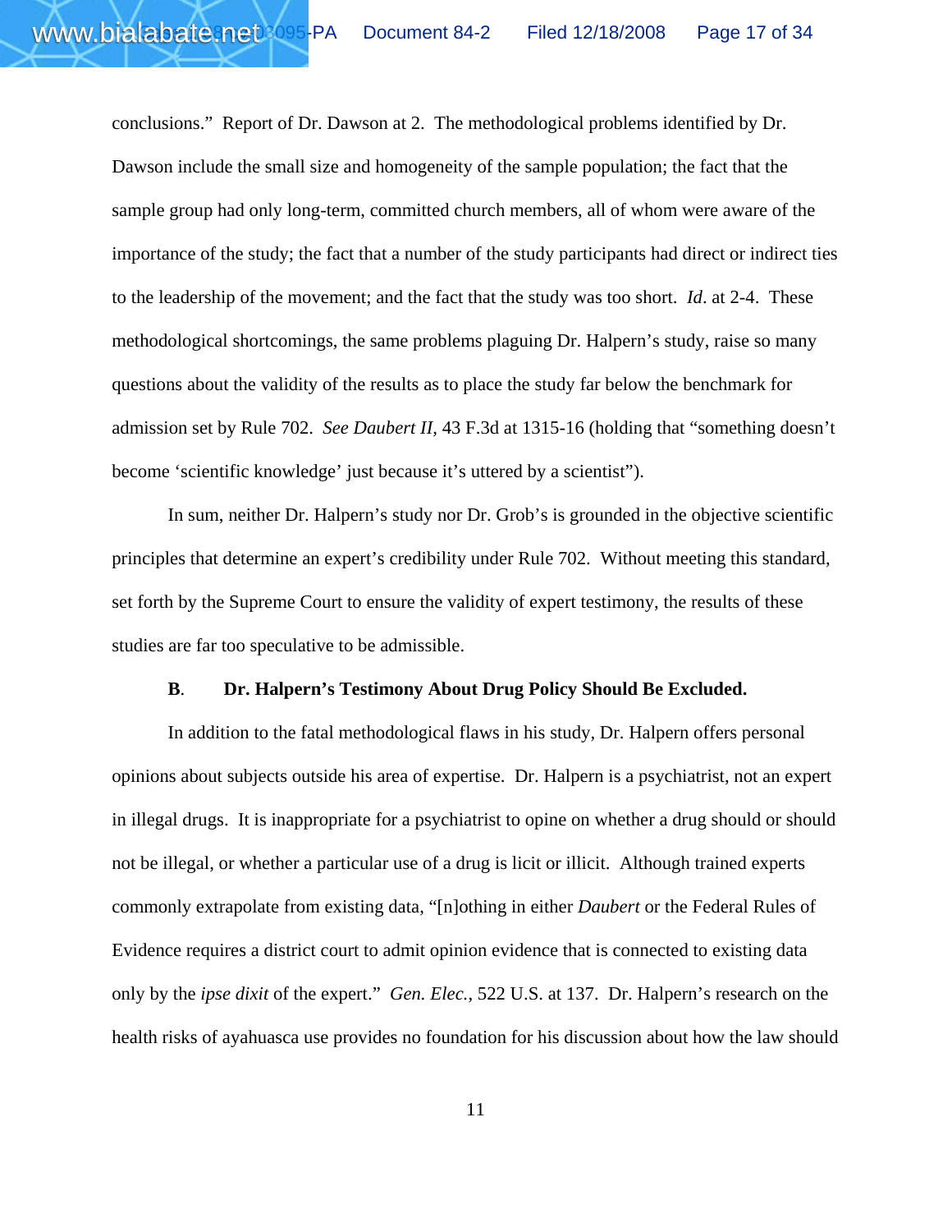conclusions." Report of Dr. Dawson at 2. The methodological problems identified by Dr. Dawson include the small size and homogeneity of the sample population; the fact that the sample group had only long-term, committed church members, all of whom were aware of the importance of the study; the fact that a number of the study participants had direct or indirect ties to the leadership of the movement; and the fact that the study was too short. *Id*. at 2-4. These methodological shortcomings, the same problems plaguing Dr. Halpern's study, raise so many questions about the validity of the results as to place the study far below the benchmark for admission set by Rule 702. *See Daubert II*, 43 F.3d at 1315-16 (holding that "something doesn't become 'scientific knowledge' just because it's uttered by a scientist").

In sum, neither Dr. Halpern's study nor Dr. Grob's is grounded in the objective scientific principles that determine an expert's credibility under Rule 702. Without meeting this standard, set forth by the Supreme Court to ensure the validity of expert testimony, the results of these studies are far too speculative to be admissible.

### B. Dr. Halpern's Testimony About Drug Policy Should Be Excluded.

In addition to the fatal methodological flaws in his study, Dr. Halpern offers personal opinions about subjects outside his area of expertise. Dr. Halpern is a psychiatrist, not an expert in illegal drugs. It is inappropriate for a psychiatrist to opine on whether a drug should or should not be illegal, or whether a particular use of a drug is licit or illicit. Although trained experts commonly extrapolate from existing data, "[n]othing in either *Daubert* or the Federal Rules of Evidence requires a district court to admit opinion evidence that is connected to existing data only by the *ipse dixit* of the expert." *Gen. Elec.*, 522 U.S. at 137. Dr. Halpern's research on the health risks of ayahuasca use provides no foundation for his discussion about how the law should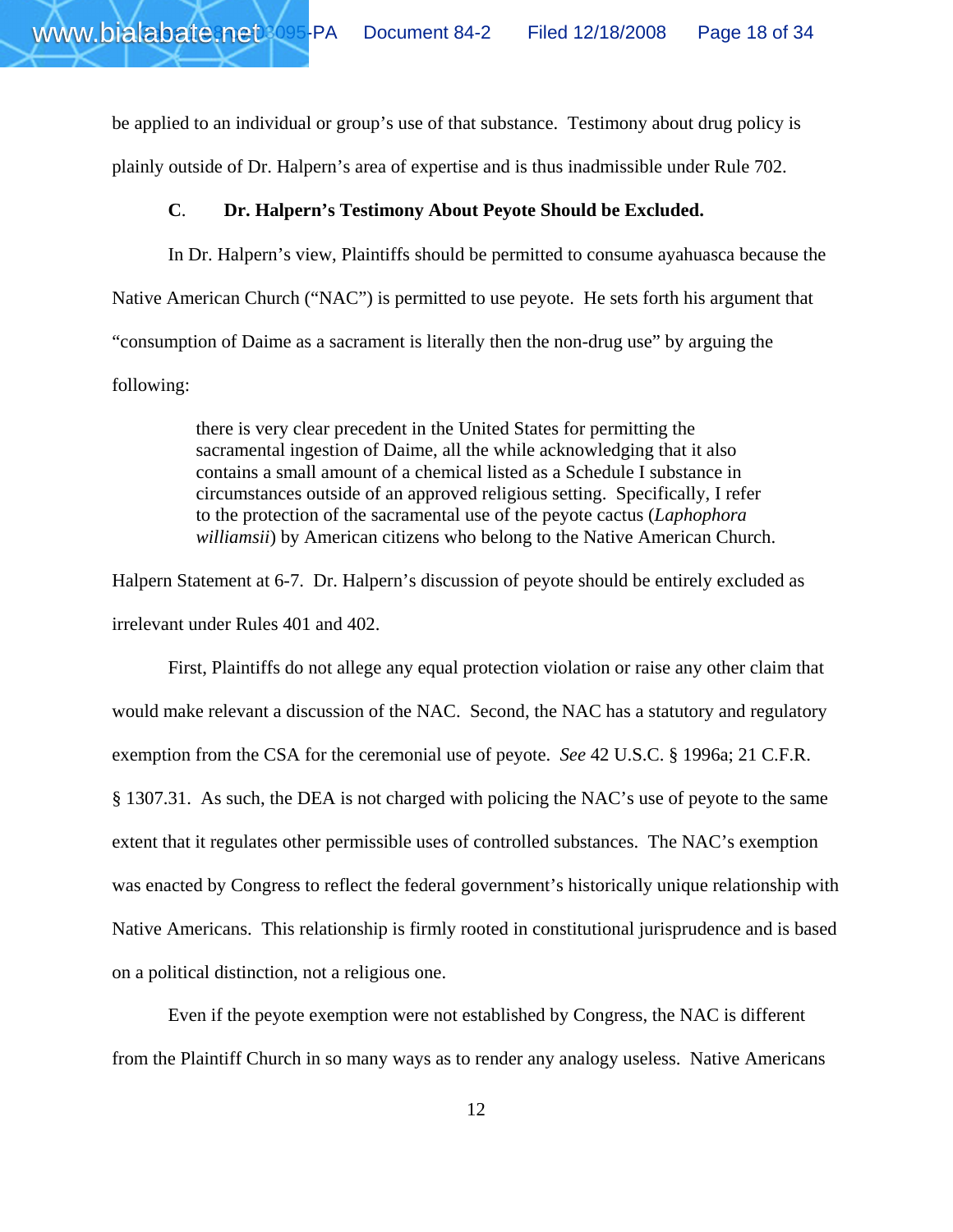be applied to an individual or group's use of that substance. Testimony about drug policy is plainly outside of Dr. Halpern's area of expertise and is thus inadmissible under Rule 702.

### C. Dr. Halpern's Testimony About Peyote Should be Excluded.

In Dr. Halpern's view, Plaintiffs should be permitted to consume ayahuasca because the Native American Church ("NAC") is permitted to use peyote. He sets forth his argument that "consumption of Daime as a sacrament is literally then the non-drug use" by arguing the following:

> there is very clear precedent in the United States for permitting the sacramental ingestion of Daime, all the while acknowledging that it also contains a small amount of a chemical listed as a Schedule I substance in circumstances outside of an approved religious setting. Specifically, I refer to the protection of the sacramental use of the peyote cactus (*Laphophora williamsii*) by American citizens who belong to the Native American Church.

Halpern Statement at 6-7. Dr. Halpern's discussion of peyote should be entirely excluded as irrelevant under Rules 401 and 402.

First, Plaintiffs do not allege any equal protection violation or raise any other claim that would make relevant a discussion of the NAC. Second, the NAC has a statutory and regulatory exemption from the CSA for the ceremonial use of peyote. *See* 42 U.S.C. § 1996a; 21 C.F.R. § 1307.31. As such, the DEA is not charged with policing the NAC's use of peyote to the same extent that it regulates other permissible uses of controlled substances. The NAC's exemption was enacted by Congress to reflect the federal government's historically unique relationship with Native Americans. This relationship is firmly rooted in constitutional jurisprudence and is based on a political distinction, not a religious one.

Even if the peyote exemption were not established by Congress, the NAC is different from the Plaintiff Church in so many ways as to render any analogy useless. Native Americans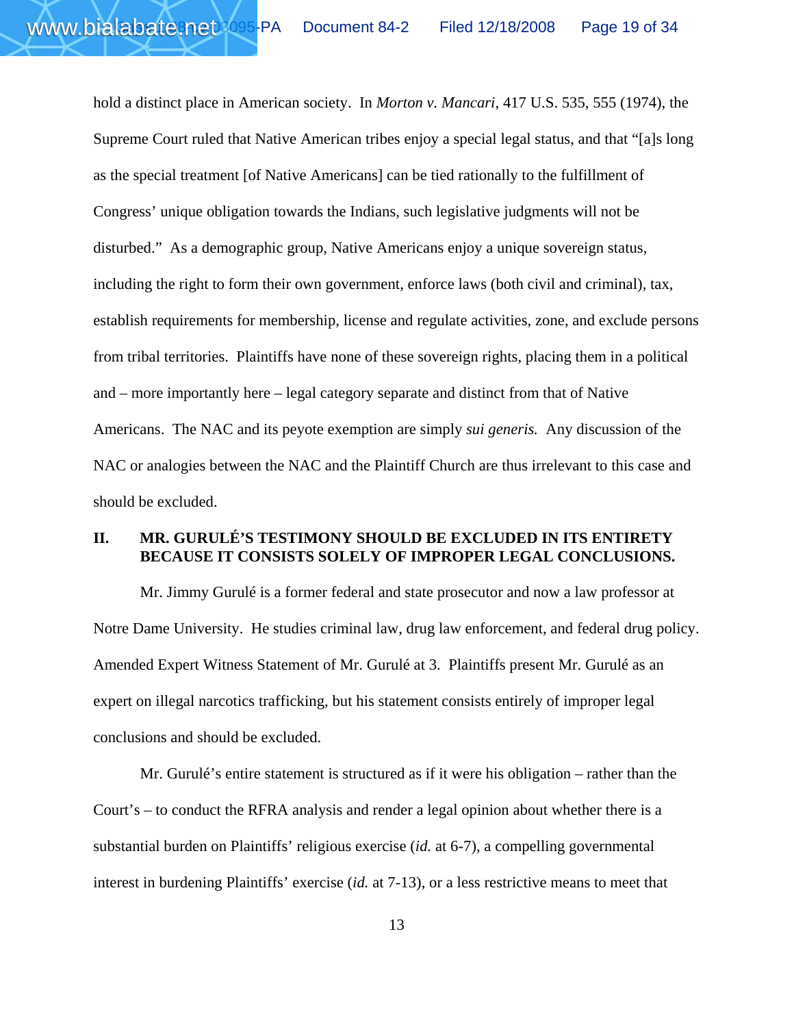hold a distinct place in American society. In *Morton v. Mancari*, 417 U.S. 535, 555 (1974), the Supreme Court ruled that Native American tribes enjoy a special legal status, and that "[a]s long as the special treatment [of Native Americans] can be tied rationally to the fulfillment of Congress' unique obligation towards the Indians, such legislative judgments will not be disturbed." As a demographic group, Native Americans enjoy a unique sovereign status, including the right to form their own government, enforce laws (both civil and criminal), tax, establish requirements for membership, license and regulate activities, zone, and exclude persons from tribal territories. Plaintiffs have none of these sovereign rights, placing them in a political and – more importantly here – legal category separate and distinct from that of Native Americans. The NAC and its peyote exemption are simply *sui generis.* Any discussion of the NAC or analogies between the NAC and the Plaintiff Church are thus irrelevant to this case and should be excluded.

## II. MR. GURULÉ'S TESTIMONY SHOULD BE EXCLUDED IN ITS ENTIRETY BECAUSE IT CONSISTS SOLELY OF IMPROPER LEGAL CONCLUSIONS.

Mr. Jimmy Gurulé is a former federal and state prosecutor and now a law professor at Notre Dame University. He studies criminal law, drug law enforcement, and federal drug policy. Amended Expert Witness Statement of Mr. Gurulé at 3. Plaintiffs present Mr. Gurulé as an expert on illegal narcotics trafficking, but his statement consists entirely of improper legal conclusions and should be excluded.

Mr. Gurulé's entire statement is structured as if it were his obligation – rather than the Court's – to conduct the RFRA analysis and render a legal opinion about whether there is a substantial burden on Plaintiffs' religious exercise (*id.* at 6-7), a compelling governmental interest in burdening Plaintiffs' exercise (*id.* at 7-13), or a less restrictive means to meet that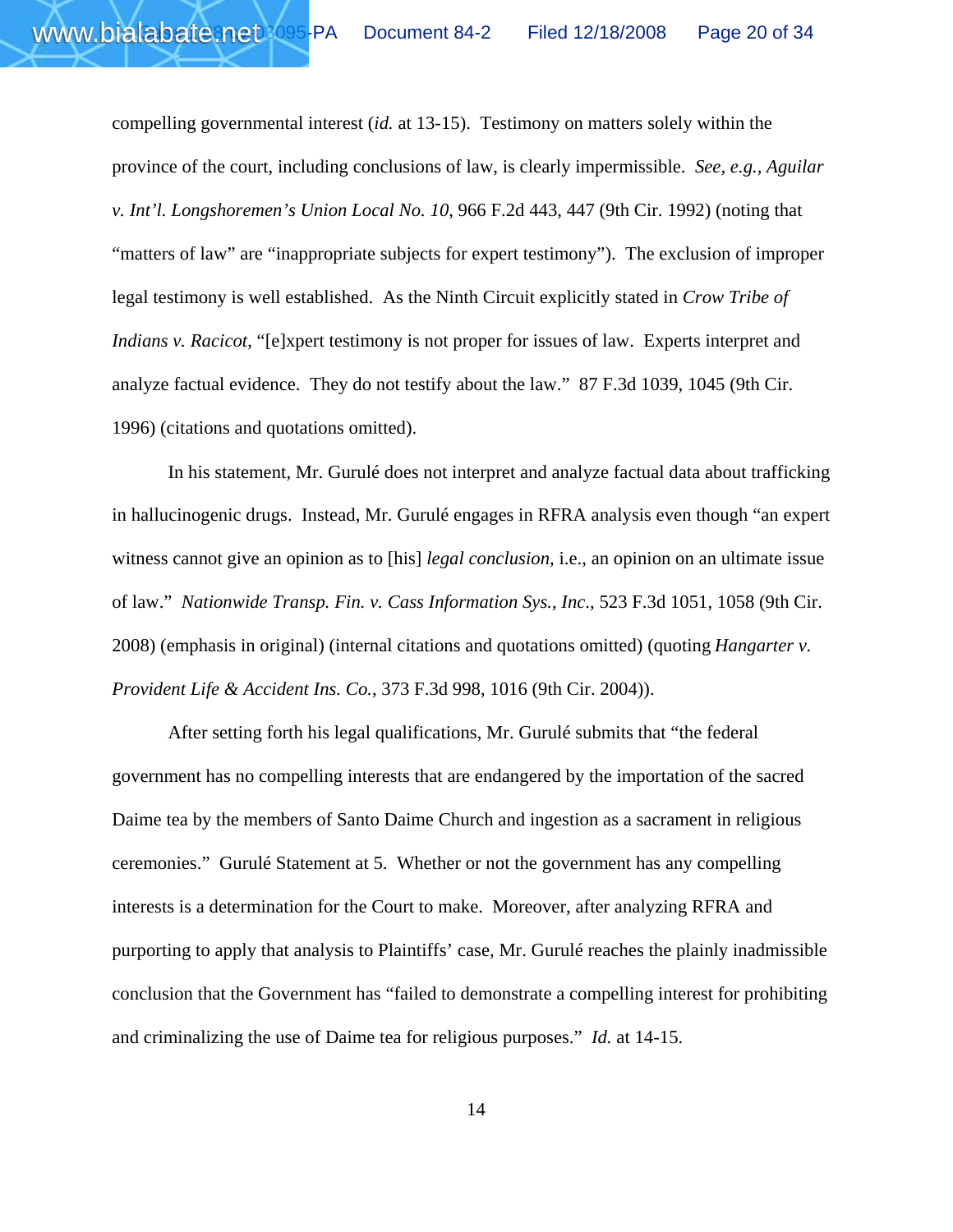compelling governmental interest (*id.* at 13-15). Testimony on matters solely within the province of the court, including conclusions of law, is clearly impermissible. *See, e.g.*, *Aguilar v. Int'l. Longshoremen's Union Local No. 10*, 966 F.2d 443, 447 (9th Cir. 1992) (noting that "matters of law" are "inappropriate subjects for expert testimony"). The exclusion of improper legal testimony is well established. As the Ninth Circuit explicitly stated in *Crow Tribe of Indians v. Racicot*, "[e]xpert testimony is not proper for issues of law. Experts interpret and analyze factual evidence. They do not testify about the law." 87 F.3d 1039, 1045 (9th Cir. 1996) (citations and quotations omitted).

In his statement, Mr. Gurulé does not interpret and analyze factual data about trafficking in hallucinogenic drugs. Instead, Mr. Gurulé engages in RFRA analysis even though "an expert witness cannot give an opinion as to [his] *legal conclusion*, i.e., an opinion on an ultimate issue of law." *Nationwide Transp. Fin. v. Cass Information Sys., Inc.*, 523 F.3d 1051, 1058 (9th Cir. 2008) (emphasis in original) (internal citations and quotations omitted) (quoting *Hangarter v. Provident Life & Accident Ins. Co.*, 373 F.3d 998, 1016 (9th Cir. 2004)).

After setting forth his legal qualifications, Mr. Gurulé submits that "the federal government has no compelling interests that are endangered by the importation of the sacred Daime tea by the members of Santo Daime Church and ingestion as a sacrament in religious ceremonies." Gurulé Statement at 5. Whether or not the government has any compelling interests is a determination for the Court to make. Moreover, after analyzing RFRA and purporting to apply that analysis to Plaintiffs' case, Mr. Gurulé reaches the plainly inadmissible conclusion that the Government has "failed to demonstrate a compelling interest for prohibiting and criminalizing the use of Daime tea for religious purposes." *Id.* at 14-15.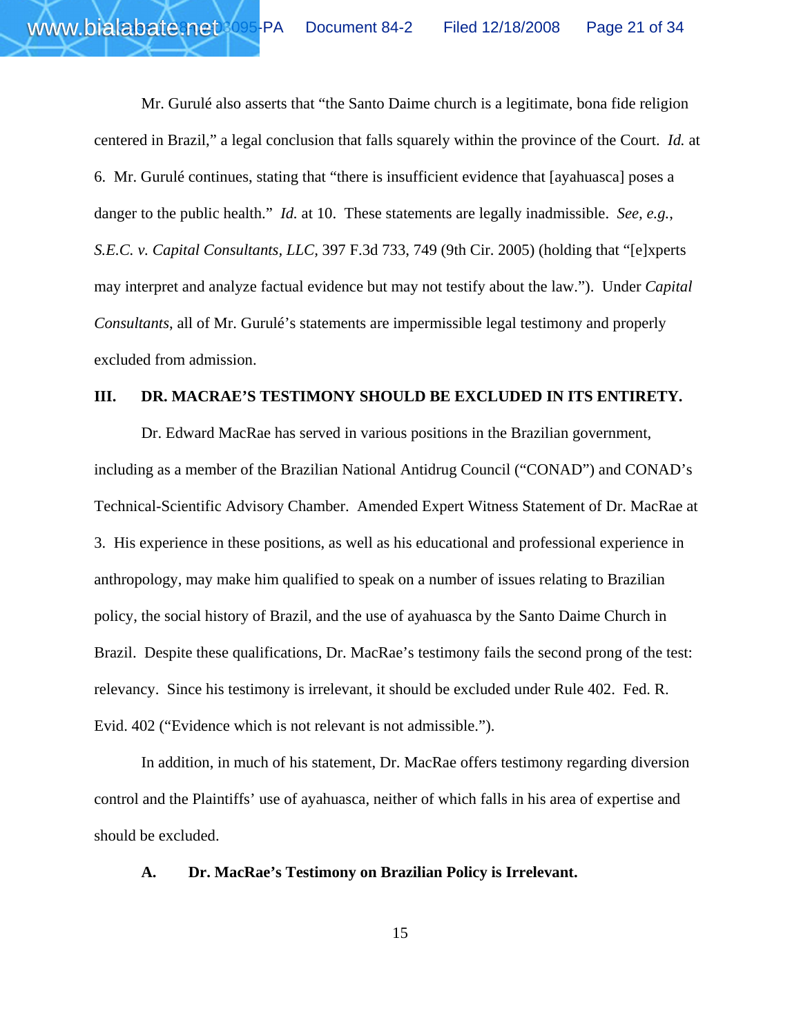Mr. Gurulé also asserts that "the Santo Daime church is a legitimate, bona fide religion centered in Brazil," a legal conclusion that falls squarely within the province of the Court. *Id.* at 6. Mr. Gurulé continues, stating that "there is insufficient evidence that [ayahuasca] poses a danger to the public health." *Id.* at 10. These statements are legally inadmissible. *See, e.g.*, *S.E.C. v. Capital Consultants, LLC*, 397 F.3d 733, 749 (9th Cir. 2005) (holding that "[e]xperts may interpret and analyze factual evidence but may not testify about the law."). Under *Capital Consultants*, all of Mr. Gurulé's statements are impermissible legal testimony and properly excluded from admission.

## III. DR. MACRAE'S TESTIMONY SHOULD BE EXCLUDED IN ITS ENTIRETY.

Dr. Edward MacRae has served in various positions in the Brazilian government, including as a member of the Brazilian National Antidrug Council ("CONAD") and CONAD's Technical-Scientific Advisory Chamber. Amended Expert Witness Statement of Dr. MacRae at 3. His experience in these positions, as well as his educational and professional experience in anthropology, may make him qualified to speak on a number of issues relating to Brazilian policy, the social history of Brazil, and the use of ayahuasca by the Santo Daime Church in Brazil. Despite these qualifications, Dr. MacRae's testimony fails the second prong of the test: relevancy. Since his testimony is irrelevant, it should be excluded under Rule 402. Fed. R. Evid. 402 ("Evidence which is not relevant is not admissible.").

In addition, in much of his statement, Dr. MacRae offers testimony regarding diversion control and the Plaintiffs' use of ayahuasca, neither of which falls in his area of expertise and should be excluded.

### A. Dr. MacRae's Testimony on Brazilian Policy is Irrelevant.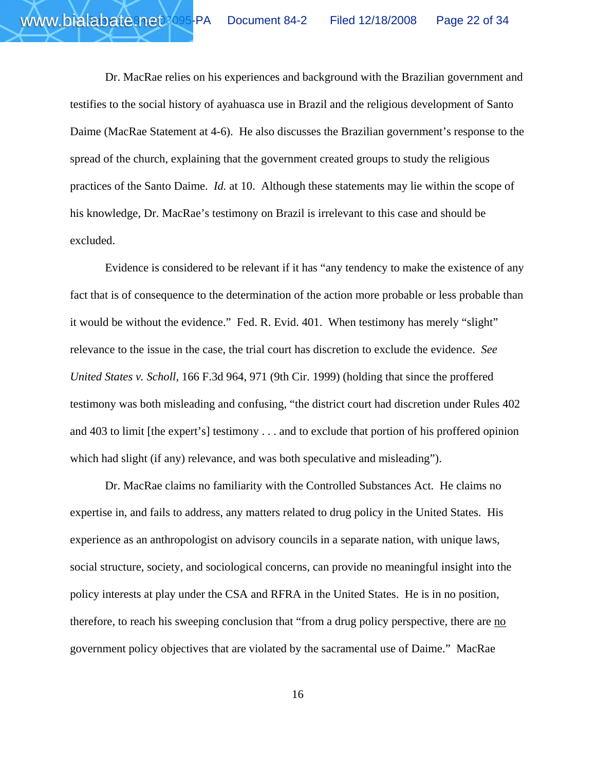Dr. MacRae relies on his experiences and background with the Brazilian government and testifies to the social history of ayahuasca use in Brazil and the religious development of Santo Daime (MacRae Statement at 4-6). He also discusses the Brazilian government's response to the spread of the church, explaining that the government created groups to study the religious practices of the Santo Daime. *Id.* at 10. Although these statements may lie within the scope of his knowledge, Dr. MacRae's testimony on Brazil is irrelevant to this case and should be excluded.

Evidence is considered to be relevant if it has "any tendency to make the existence of any fact that is of consequence to the determination of the action more probable or less probable than it would be without the evidence." Fed. R. Evid. 401. When testimony has merely "slight" relevance to the issue in the case, the trial court has discretion to exclude the evidence. *See United States v. Scholl*, 166 F.3d 964, 971 (9th Cir. 1999) (holding that since the proffered testimony was both misleading and confusing, "the district court had discretion under Rules 402 and 403 to limit [the expert's] testimony . . . and to exclude that portion of his proffered opinion which had slight (if any) relevance, and was both speculative and misleading").

Dr. MacRae claims no familiarity with the Controlled Substances Act. He claims no expertise in, and fails to address, any matters related to drug policy in the United States. His experience as an anthropologist on advisory councils in a separate nation, with unique laws, social structure, society, and sociological concerns, can provide no meaningful insight into the policy interests at play under the CSA and RFRA in the United States. He is in no position, therefore, to reach his sweeping conclusion that "from a drug policy perspective, there are <u>no</u> government policy objectives that are violated by the sacramental use of Daime." MacRae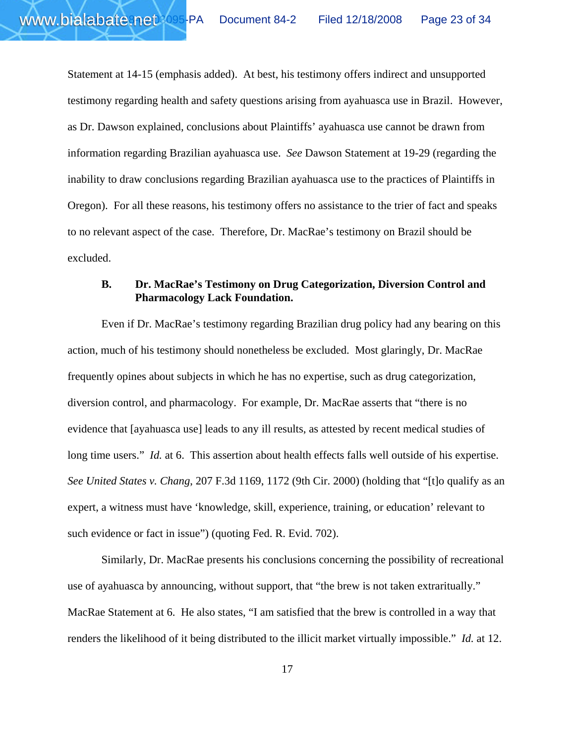Statement at 14-15 (emphasis added). At best, his testimony offers indirect and unsupported testimony regarding health and safety questions arising from ayahuasca use in Brazil. However, as Dr. Dawson explained, conclusions about Plaintiffs' ayahuasca use cannot be drawn from information regarding Brazilian ayahuasca use. *See* Dawson Statement at 19-29 (regarding the inability to draw conclusions regarding Brazilian ayahuasca use to the practices of Plaintiffs in Oregon). For all these reasons, his testimony offers no assistance to the trier of fact and speaks to no relevant aspect of the case. Therefore, Dr. MacRae's testimony on Brazil should be excluded.

### B. Dr. MacRae's Testimony on Drug Categorization, Diversion Control and Pharmacology Lack Foundation.

Even if Dr. MacRae's testimony regarding Brazilian drug policy had any bearing on this action, much of his testimony should nonetheless be excluded. Most glaringly, Dr. MacRae frequently opines about subjects in which he has no expertise, such as drug categorization, diversion control, and pharmacology. For example, Dr. MacRae asserts that "there is no evidence that [ayahuasca use] leads to any ill results, as attested by recent medical studies of long time users." *Id.* at 6. This assertion about health effects falls well outside of his expertise. *See United States v. Chang*, 207 F.3d 1169, 1172 (9th Cir. 2000) (holding that "[t]o qualify as an expert, a witness must have 'knowledge, skill, experience, training, or education' relevant to such evidence or fact in issue") (quoting Fed. R. Evid. 702).

Similarly, Dr. MacRae presents his conclusions concerning the possibility of recreational use of ayahuasca by announcing, without support, that "the brew is not taken extraritually." MacRae Statement at 6. He also states, "I am satisfied that the brew is controlled in a way that renders the likelihood of it being distributed to the illicit market virtually impossible." *Id.* at 12.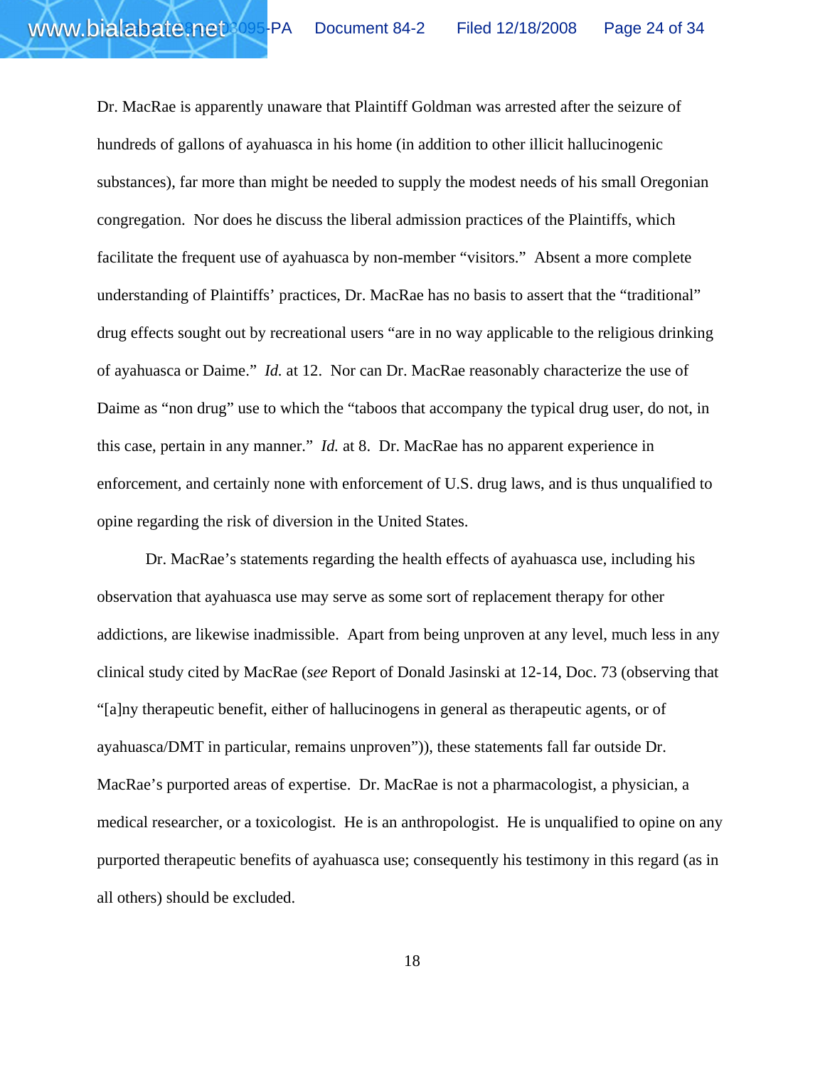Dr. MacRae is apparently unaware that Plaintiff Goldman was arrested after the seizure of hundreds of gallons of ayahuasca in his home (in addition to other illicit hallucinogenic substances), far more than might be needed to supply the modest needs of his small Oregonian congregation. Nor does he discuss the liberal admission practices of the Plaintiffs, which facilitate the frequent use of ayahuasca by non-member "visitors." Absent a more complete understanding of Plaintiffs' practices, Dr. MacRae has no basis to assert that the "traditional" drug effects sought out by recreational users "are in no way applicable to the religious drinking of ayahuasca or Daime." *Id.* at 12. Nor can Dr. MacRae reasonably characterize the use of Daime as "non drug" use to which the "taboos that accompany the typical drug user, do not, in this case, pertain in any manner." *Id.* at 8. Dr. MacRae has no apparent experience in enforcement, and certainly none with enforcement of U.S. drug laws, and is thus unqualified to opine regarding the risk of diversion in the United States.

Dr. MacRae's statements regarding the health effects of ayahuasca use, including his observation that ayahuasca use may serve as some sort of replacement therapy for other addictions, are likewise inadmissible. Apart from being unproven at any level, much less in any clinical study cited by MacRae (*see* Report of Donald Jasinski at 12-14, Doc. 73 (observing that "[a]ny therapeutic benefit, either of hallucinogens in general as therapeutic agents, or of ayahuasca/DMT in particular, remains unproven")), these statements fall far outside Dr. MacRae's purported areas of expertise. Dr. MacRae is not a pharmacologist, a physician, a medical researcher, or a toxicologist. He is an anthropologist. He is unqualified to opine on any purported therapeutic benefits of ayahuasca use; consequently his testimony in this regard (as in all others) should be excluded.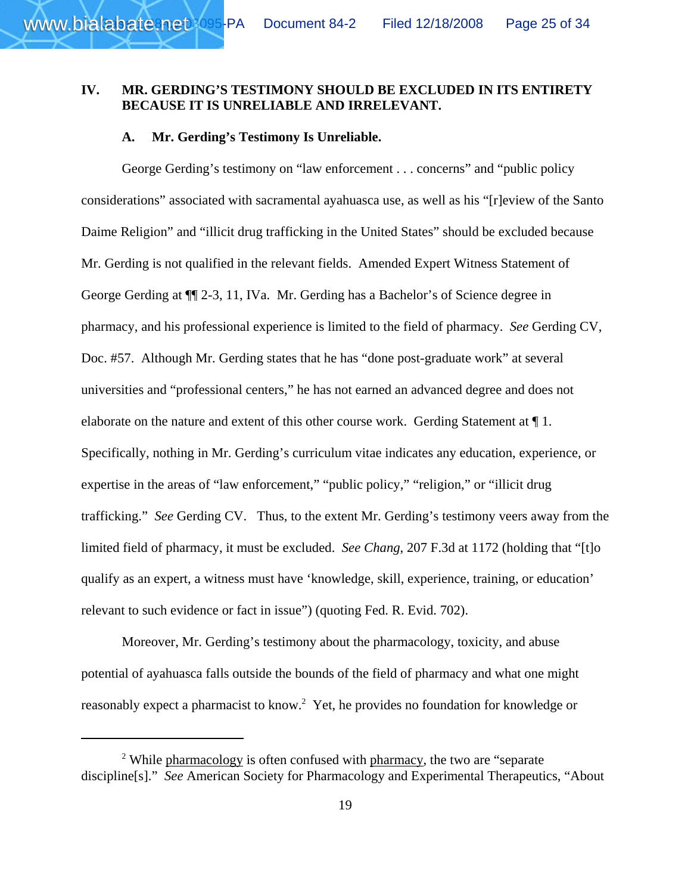## IV. MR. GERDING'S TESTIMONY SHOULD BE EXCLUDED IN ITS ENTIRETY BECAUSE IT IS UNRELIABLE AND IRRELEVANT.

### A. Mr. Gerding's Testimony Is Unreliable.

George Gerding's testimony on "law enforcement . . . concerns" and "public policy considerations" associated with sacramental ayahuasca use, as well as his "[r]eview of the Santo Daime Religion" and "illicit drug trafficking in the United States" should be excluded because Mr. Gerding is not qualified in the relevant fields. Amended Expert Witness Statement of George Gerding at ¶¶ 2-3, 11, IVa. Mr. Gerding has a Bachelor's of Science degree in pharmacy, and his professional experience is limited to the field of pharmacy. *See* Gerding CV, Doc. #57. Although Mr. Gerding states that he has "done post-graduate work" at several universities and "professional centers," he has not earned an advanced degree and does not elaborate on the nature and extent of this other course work. Gerding Statement at ¶ 1. Specifically, nothing in Mr. Gerding's curriculum vitae indicates any education, experience, or expertise in the areas of "law enforcement," "public policy," "religion," or "illicit drug trafficking." *See* Gerding CV. Thus, to the extent Mr. Gerding's testimony veers away from the limited field of pharmacy, it must be excluded. *See Chang*, 207 F.3d at 1172 (holding that "[t]o qualify as an expert, a witness must have 'knowledge, skill, experience, training, or education' relevant to such evidence or fact in issue") (quoting Fed. R. Evid. 702).

Moreover, Mr. Gerding's testimony about the pharmacology, toxicity, and abuse potential of ayahuasca falls outside the bounds of the field of pharmacy and what one might reasonably expect a pharmacist to know.[2] Yet, he provides no foundation for knowledge or

---

[2] While pharmacology is often confused with pharmacy, the two are "separate discipline[s]." *See* American Society for Pharmacology and Experimental Therapeutics, "About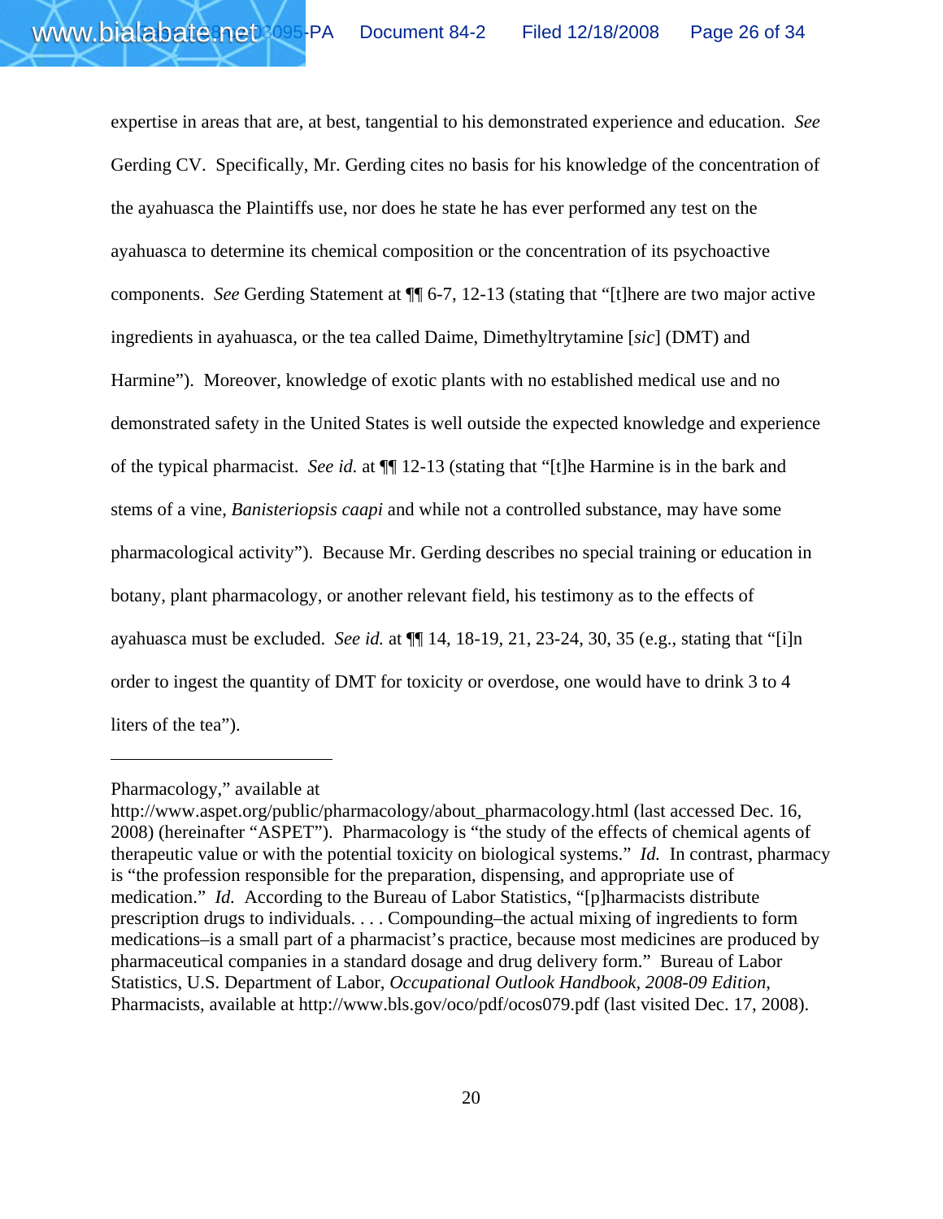expertise in areas that are, at best, tangential to his demonstrated experience and education. *See* Gerding CV. Specifically, Mr. Gerding cites no basis for his knowledge of the concentration of the ayahuasca the Plaintiffs use, nor does he state he has ever performed any test on the ayahuasca to determine its chemical composition or the concentration of its psychoactive components. *See* Gerding Statement at ¶¶ 6-7, 12-13 (stating that "[t]here are two major active ingredients in ayahuasca, or the tea called Daime, Dimethyltrytamine [*sic*] (DMT) and Harmine"). Moreover, knowledge of exotic plants with no established medical use and no demonstrated safety in the United States is well outside the expected knowledge and experience of the typical pharmacist. *See id.* at ¶¶ 12-13 (stating that "[t]he Harmine is in the bark and stems of a vine, *Banisteriopsis caapi* and while not a controlled substance, may have some pharmacological activity"). Because Mr. Gerding describes no special training or education in botany, plant pharmacology, or another relevant field, his testimony as to the effects of ayahuasca must be excluded. *See id.* at ¶¶ 14, 18-19, 21, 23-24, 30, 35 (e.g., stating that "[i]n order to ingest the quantity of DMT for toxicity or overdose, one would have to drink 3 to 4 liters of the tea").

---

Pharmacology," available at http://www.aspet.org/public/pharmacology/about_pharmacology.html (last accessed Dec. 16, 2008) (hereinafter "ASPET"). Pharmacology is "the study of the effects of chemical agents of therapeutic value or with the potential toxicity on biological systems." *Id.* In contrast, pharmacy is "the profession responsible for the preparation, dispensing, and appropriate use of medication." *Id.* According to the Bureau of Labor Statistics, "[p]harmacists distribute prescription drugs to individuals. . . . Compounding–the actual mixing of ingredients to form medications–is a small part of a pharmacist's practice, because most medicines are produced by pharmaceutical companies in a standard dosage and drug delivery form." Bureau of Labor Statistics, U.S. Department of Labor, *Occupational Outlook Handbook, 2008-09 Edition*, Pharmacists, available at http://www.bls.gov/oco/pdf/ocos079.pdf (last visited Dec. 17, 2008).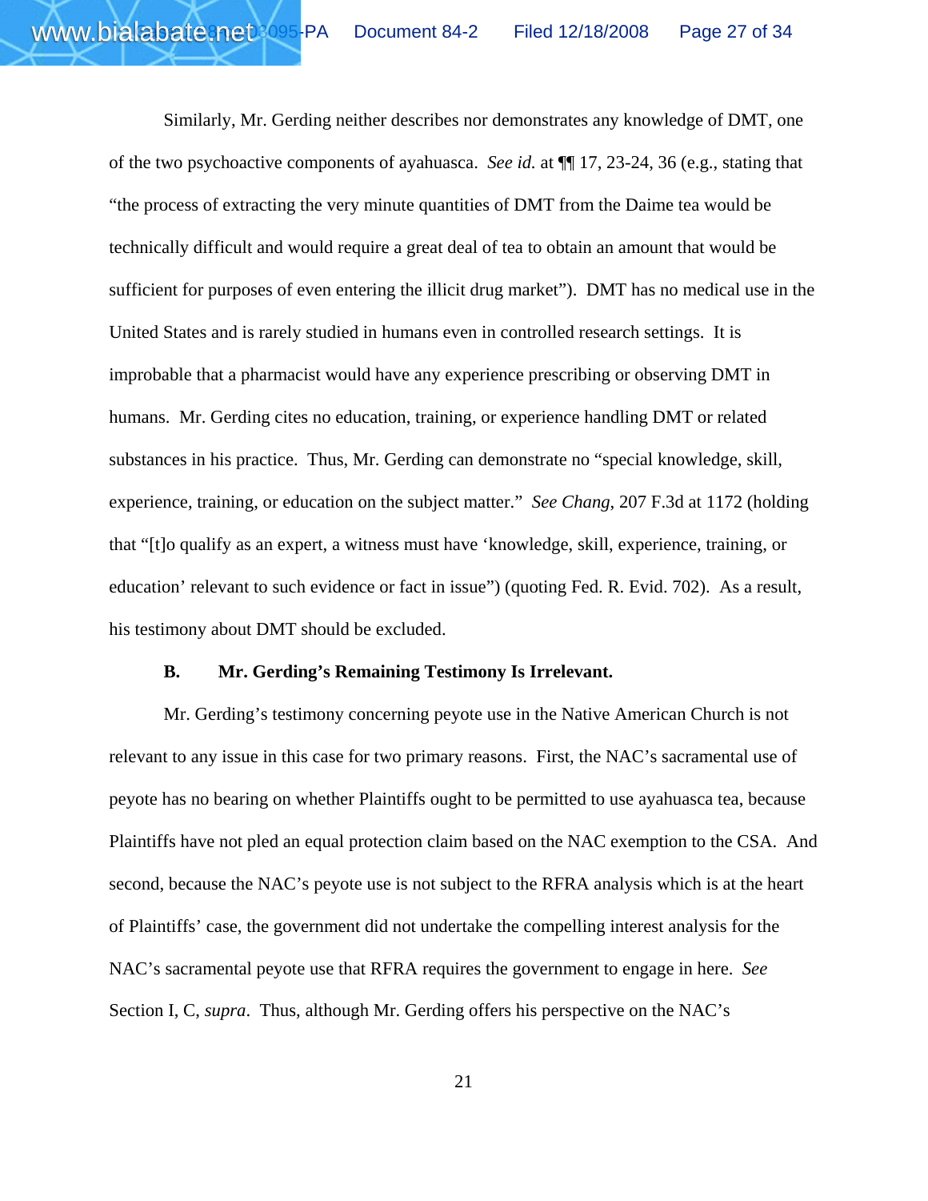Similarly, Mr. Gerding neither describes nor demonstrates any knowledge of DMT, one of the two psychoactive components of ayahuasca. *See id.* at ¶¶ 17, 23-24, 36 (e.g., stating that "the process of extracting the very minute quantities of DMT from the Daime tea would be technically difficult and would require a great deal of tea to obtain an amount that would be sufficient for purposes of even entering the illicit drug market"). DMT has no medical use in the United States and is rarely studied in humans even in controlled research settings. It is improbable that a pharmacist would have any experience prescribing or observing DMT in humans. Mr. Gerding cites no education, training, or experience handling DMT or related substances in his practice. Thus, Mr. Gerding can demonstrate no "special knowledge, skill, experience, training, or education on the subject matter." *See Chang*, 207 F.3d at 1172 (holding that "[t]o qualify as an expert, a witness must have 'knowledge, skill, experience, training, or education' relevant to such evidence or fact in issue") (quoting Fed. R. Evid. 702). As a result, his testimony about DMT should be excluded.

**B. Mr. Gerding's Remaining Testimony Is Irrelevant.**

Mr. Gerding's testimony concerning peyote use in the Native American Church is not relevant to any issue in this case for two primary reasons. First, the NAC's sacramental use of peyote has no bearing on whether Plaintiffs ought to be permitted to use ayahuasca tea, because Plaintiffs have not pled an equal protection claim based on the NAC exemption to the CSA. And second, because the NAC's peyote use is not subject to the RFRA analysis which is at the heart of Plaintiffs' case, the government did not undertake the compelling interest analysis for the NAC's sacramental peyote use that RFRA requires the government to engage in here. *See* Section I, C, *supra*. Thus, although Mr. Gerding offers his perspective on the NAC's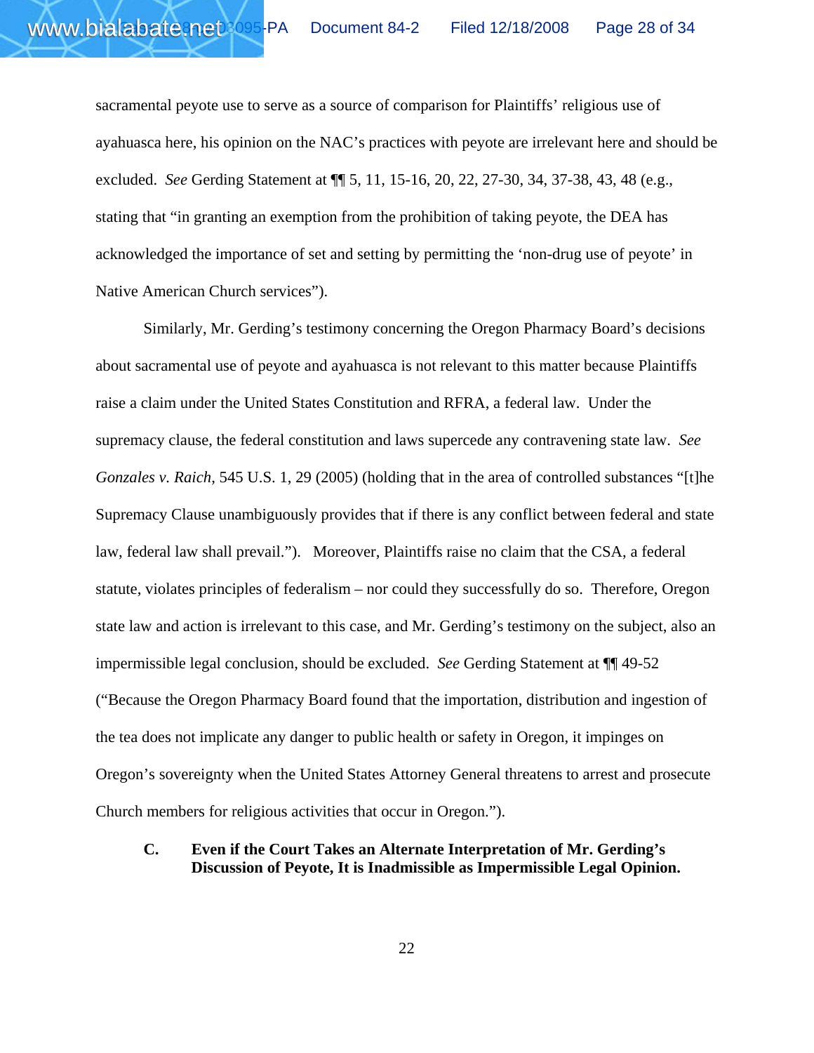sacramental peyote use to serve as a source of comparison for Plaintiffs' religious use of ayahuasca here, his opinion on the NAC's practices with peyote are irrelevant here and should be excluded. *See* Gerding Statement at ¶¶ 5, 11, 15-16, 20, 22, 27-30, 34, 37-38, 43, 48 (e.g., stating that "in granting an exemption from the prohibition of taking peyote, the DEA has acknowledged the importance of set and setting by permitting the 'non-drug use of peyote' in Native American Church services").

Similarly, Mr. Gerding's testimony concerning the Oregon Pharmacy Board's decisions about sacramental use of peyote and ayahuasca is not relevant to this matter because Plaintiffs raise a claim under the United States Constitution and RFRA, a federal law. Under the supremacy clause, the federal constitution and laws supercede any contravening state law. *See Gonzales v. Raich*, 545 U.S. 1, 29 (2005) (holding that in the area of controlled substances "[t]he Supremacy Clause unambiguously provides that if there is any conflict between federal and state law, federal law shall prevail."). Moreover, Plaintiffs raise no claim that the CSA, a federal statute, violates principles of federalism – nor could they successfully do so. Therefore, Oregon state law and action is irrelevant to this case, and Mr. Gerding's testimony on the subject, also an impermissible legal conclusion, should be excluded. *See* Gerding Statement at ¶¶ 49-52 ("Because the Oregon Pharmacy Board found that the importation, distribution and ingestion of the tea does not implicate any danger to public health or safety in Oregon, it impinges on Oregon's sovereignty when the United States Attorney General threatens to arrest and prosecute Church members for religious activities that occur in Oregon.").

### C. Even if the Court Takes an Alternate Interpretation of Mr. Gerding's Discussion of Peyote, It is Inadmissible as Impermissible Legal Opinion.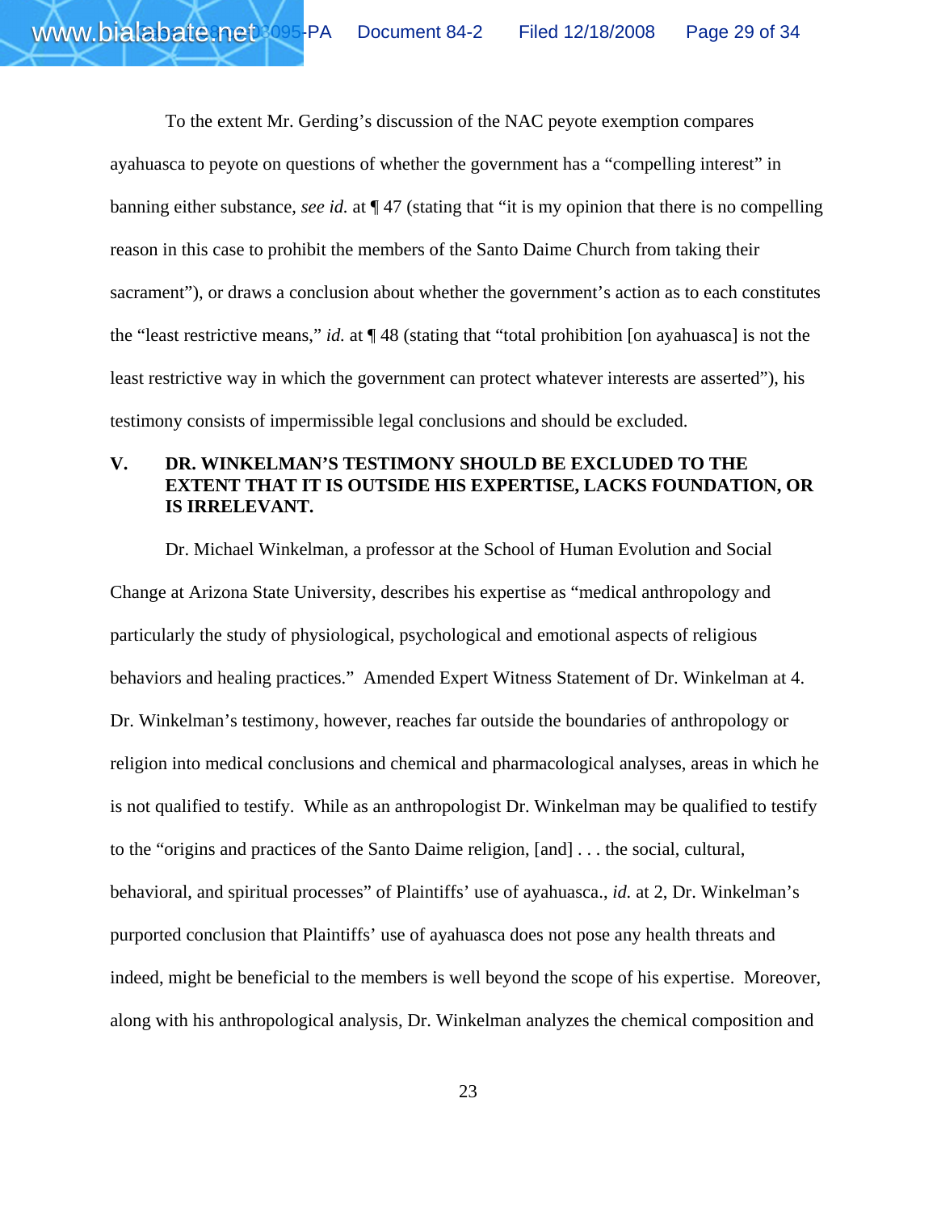To the extent Mr. Gerding's discussion of the NAC peyote exemption compares ayahuasca to peyote on questions of whether the government has a "compelling interest" in banning either substance, *see id.* at ¶ 47 (stating that "it is my opinion that there is no compelling reason in this case to prohibit the members of the Santo Daime Church from taking their sacrament"), or draws a conclusion about whether the government's action as to each constitutes the "least restrictive means," *id.* at ¶ 48 (stating that "total prohibition [on ayahuasca] is not the least restrictive way in which the government can protect whatever interests are asserted"), his testimony consists of impermissible legal conclusions and should be excluded.

## V. DR. WINKELMAN'S TESTIMONY SHOULD BE EXCLUDED TO THE EXTENT THAT IT IS OUTSIDE HIS EXPERTISE, LACKS FOUNDATION, OR IS IRRELEVANT.

Dr. Michael Winkelman, a professor at the School of Human Evolution and Social Change at Arizona State University, describes his expertise as "medical anthropology and particularly the study of physiological, psychological and emotional aspects of religious behaviors and healing practices." Amended Expert Witness Statement of Dr. Winkelman at 4. Dr. Winkelman's testimony, however, reaches far outside the boundaries of anthropology or religion into medical conclusions and chemical and pharmacological analyses, areas in which he is not qualified to testify. While as an anthropologist Dr. Winkelman may be qualified to testify to the "origins and practices of the Santo Daime religion, [and] . . . the social, cultural, behavioral, and spiritual processes" of Plaintiffs' use of ayahuasca., *id.* at 2, Dr. Winkelman's purported conclusion that Plaintiffs' use of ayahuasca does not pose any health threats and indeed, might be beneficial to the members is well beyond the scope of his expertise. Moreover, along with his anthropological analysis, Dr. Winkelman analyzes the chemical composition and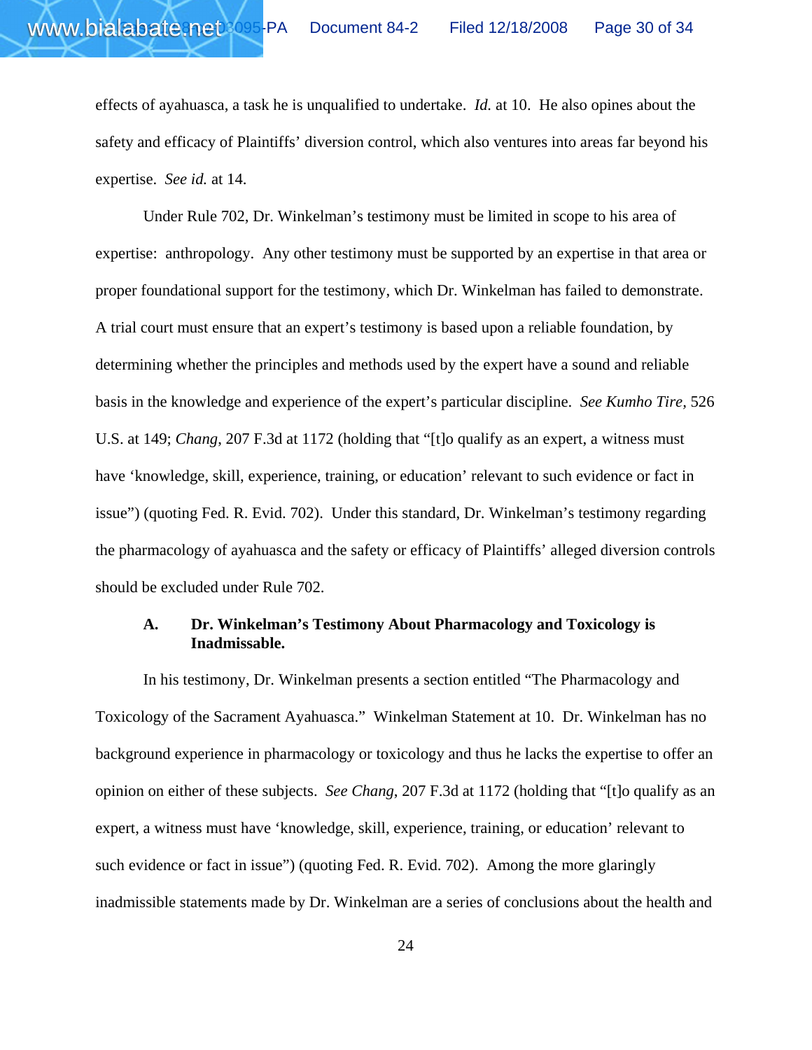effects of ayahuasca, a task he is unqualified to undertake. *Id.* at 10. He also opines about the safety and efficacy of Plaintiffs' diversion control, which also ventures into areas far beyond his expertise. *See id.* at 14.

Under Rule 702, Dr. Winkelman's testimony must be limited in scope to his area of expertise: anthropology. Any other testimony must be supported by an expertise in that area or proper foundational support for the testimony, which Dr. Winkelman has failed to demonstrate. A trial court must ensure that an expert's testimony is based upon a reliable foundation, by determining whether the principles and methods used by the expert have a sound and reliable basis in the knowledge and experience of the expert's particular discipline. *See Kumho Tire*, 526 U.S. at 149; *Chang*, 207 F.3d at 1172 (holding that "[t]o qualify as an expert, a witness must have 'knowledge, skill, experience, training, or education' relevant to such evidence or fact in issue") (quoting Fed. R. Evid. 702). Under this standard, Dr. Winkelman's testimony regarding the pharmacology of ayahuasca and the safety or efficacy of Plaintiffs' alleged diversion controls should be excluded under Rule 702.

### A. Dr. Winkelman's Testimony About Pharmacology and Toxicology is Inadmissable.

In his testimony, Dr. Winkelman presents a section entitled "The Pharmacology and Toxicology of the Sacrament Ayahuasca." Winkelman Statement at 10. Dr. Winkelman has no background experience in pharmacology or toxicology and thus he lacks the expertise to offer an opinion on either of these subjects. *See Chang*, 207 F.3d at 1172 (holding that "[t]o qualify as an expert, a witness must have 'knowledge, skill, experience, training, or education' relevant to such evidence or fact in issue") (quoting Fed. R. Evid. 702). Among the more glaringly inadmissible statements made by Dr. Winkelman are a series of conclusions about the health and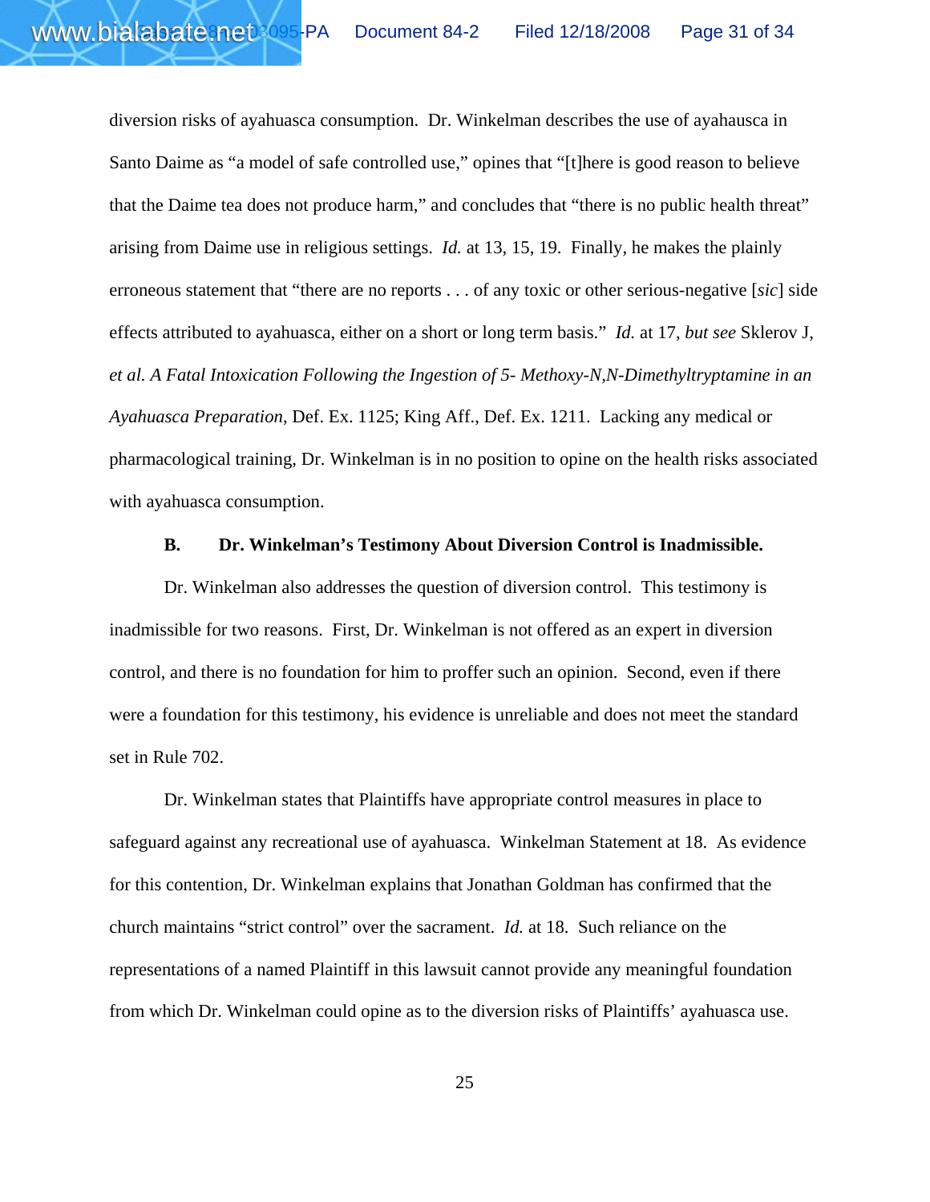diversion risks of ayahuasca consumption. Dr. Winkelman describes the use of ayahausca in Santo Daime as "a model of safe controlled use," opines that "[t]here is good reason to believe that the Daime tea does not produce harm," and concludes that "there is no public health threat" arising from Daime use in religious settings. *Id.* at 13, 15, 19. Finally, he makes the plainly erroneous statement that "there are no reports . . . of any toxic or other serious-negative [*sic*] side effects attributed to ayahuasca, either on a short or long term basis." *Id.* at 17, *but see* Sklerov J, *et al. A Fatal Intoxication Following the Ingestion of 5- Methoxy-N,N-Dimethyltryptamine in an Ayahuasca Preparation*, Def. Ex. 1125; King Aff., Def. Ex. 1211. Lacking any medical or pharmacological training, Dr. Winkelman is in no position to opine on the health risks associated with ayahuasca consumption.

**B. Dr. Winkelman's Testimony About Diversion Control is Inadmissible.**

Dr. Winkelman also addresses the question of diversion control. This testimony is inadmissible for two reasons. First, Dr. Winkelman is not offered as an expert in diversion control, and there is no foundation for him to proffer such an opinion. Second, even if there were a foundation for this testimony, his evidence is unreliable and does not meet the standard set in Rule 702.

Dr. Winkelman states that Plaintiffs have appropriate control measures in place to safeguard against any recreational use of ayahuasca. Winkelman Statement at 18. As evidence for this contention, Dr. Winkelman explains that Jonathan Goldman has confirmed that the church maintains "strict control" over the sacrament. *Id.* at 18. Such reliance on the representations of a named Plaintiff in this lawsuit cannot provide any meaningful foundation from which Dr. Winkelman could opine as to the diversion risks of Plaintiffs' ayahuasca use.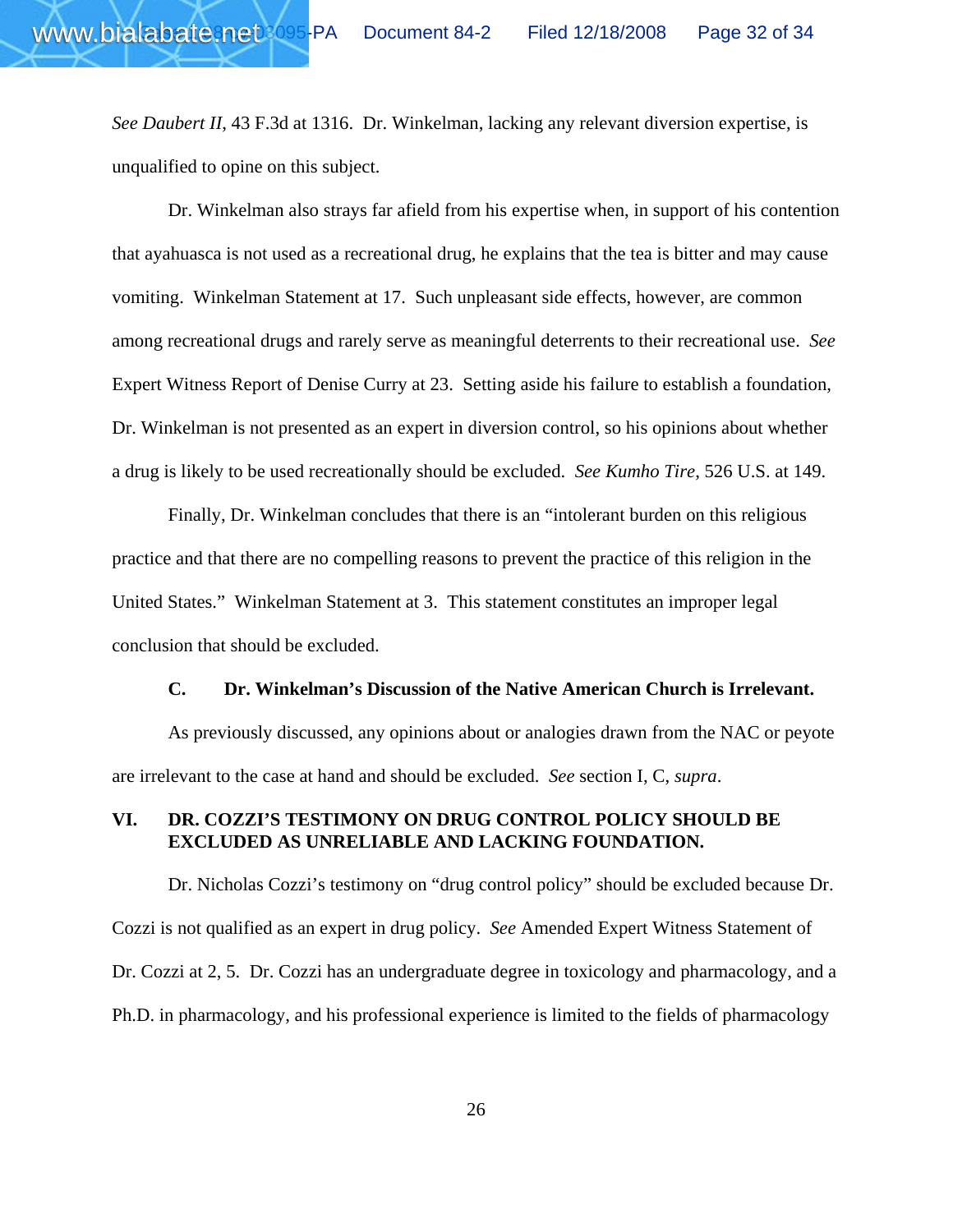*See Daubert II*, 43 F.3d at 1316. Dr. Winkelman, lacking any relevant diversion expertise, is unqualified to opine on this subject.

Dr. Winkelman also strays far afield from his expertise when, in support of his contention that ayahuasca is not used as a recreational drug, he explains that the tea is bitter and may cause vomiting. Winkelman Statement at 17. Such unpleasant side effects, however, are common among recreational drugs and rarely serve as meaningful deterrents to their recreational use. *See* Expert Witness Report of Denise Curry at 23. Setting aside his failure to establish a foundation, Dr. Winkelman is not presented as an expert in diversion control, so his opinions about whether a drug is likely to be used recreationally should be excluded. *See Kumho Tire*, 526 U.S. at 149.

Finally, Dr. Winkelman concludes that there is an "intolerant burden on this religious practice and that there are no compelling reasons to prevent the practice of this religion in the United States." Winkelman Statement at 3. This statement constitutes an improper legal conclusion that should be excluded.

### C. Dr. Winkelman's Discussion of the Native American Church is Irrelevant.

As previously discussed, any opinions about or analogies drawn from the NAC or peyote are irrelevant to the case at hand and should be excluded. *See* section I, C, *supra*.

## VI. DR. COZZI'S TESTIMONY ON DRUG CONTROL POLICY SHOULD BE EXCLUDED AS UNRELIABLE AND LACKING FOUNDATION.

Dr. Nicholas Cozzi's testimony on "drug control policy" should be excluded because Dr. Cozzi is not qualified as an expert in drug policy. *See* Amended Expert Witness Statement of Dr. Cozzi at 2, 5. Dr. Cozzi has an undergraduate degree in toxicology and pharmacology, and a Ph.D. in pharmacology, and his professional experience is limited to the fields of pharmacology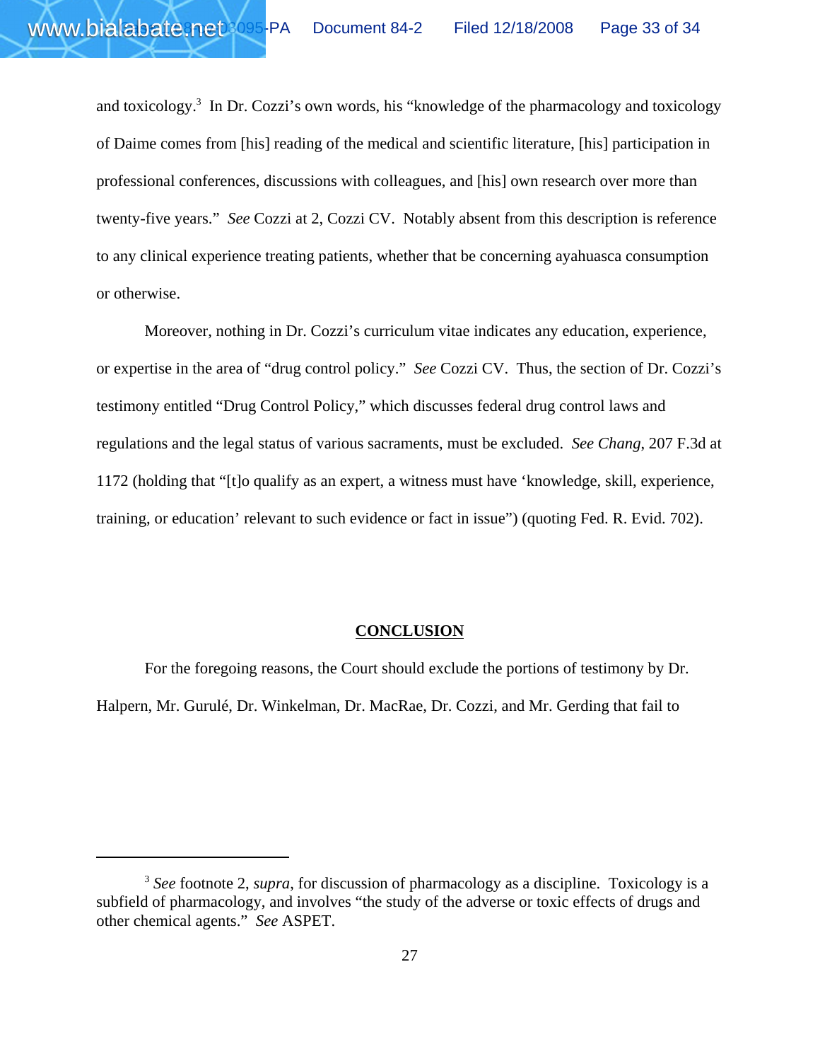and toxicology.[3] In Dr. Cozzi's own words, his "knowledge of the pharmacology and toxicology of Daime comes from [his] reading of the medical and scientific literature, [his] participation in professional conferences, discussions with colleagues, and [his] own research over more than twenty-five years." *See* Cozzi at 2, Cozzi CV. Notably absent from this description is reference to any clinical experience treating patients, whether that be concerning ayahuasca consumption or otherwise.

Moreover, nothing in Dr. Cozzi's curriculum vitae indicates any education, experience, or expertise in the area of "drug control policy." *See* Cozzi CV. Thus, the section of Dr. Cozzi's testimony entitled "Drug Control Policy," which discusses federal drug control laws and regulations and the legal status of various sacraments, must be excluded. *See Chang*, 207 F.3d at 1172 (holding that "[t]o qualify as an expert, a witness must have 'knowledge, skill, experience, training, or education' relevant to such evidence or fact in issue") (quoting Fed. R. Evid. 702).

## CONCLUSION

For the foregoing reasons, the Court should exclude the portions of testimony by Dr. Halpern, Mr. Gurulé, Dr. Winkelman, Dr. MacRae, Dr. Cozzi, and Mr. Gerding that fail to

---

[3] *See* footnote 2, *supra*, for discussion of pharmacology as a discipline. Toxicology is a subfield of pharmacology, and involves "the study of the adverse or toxic effects of drugs and other chemical agents." *See* ASPET.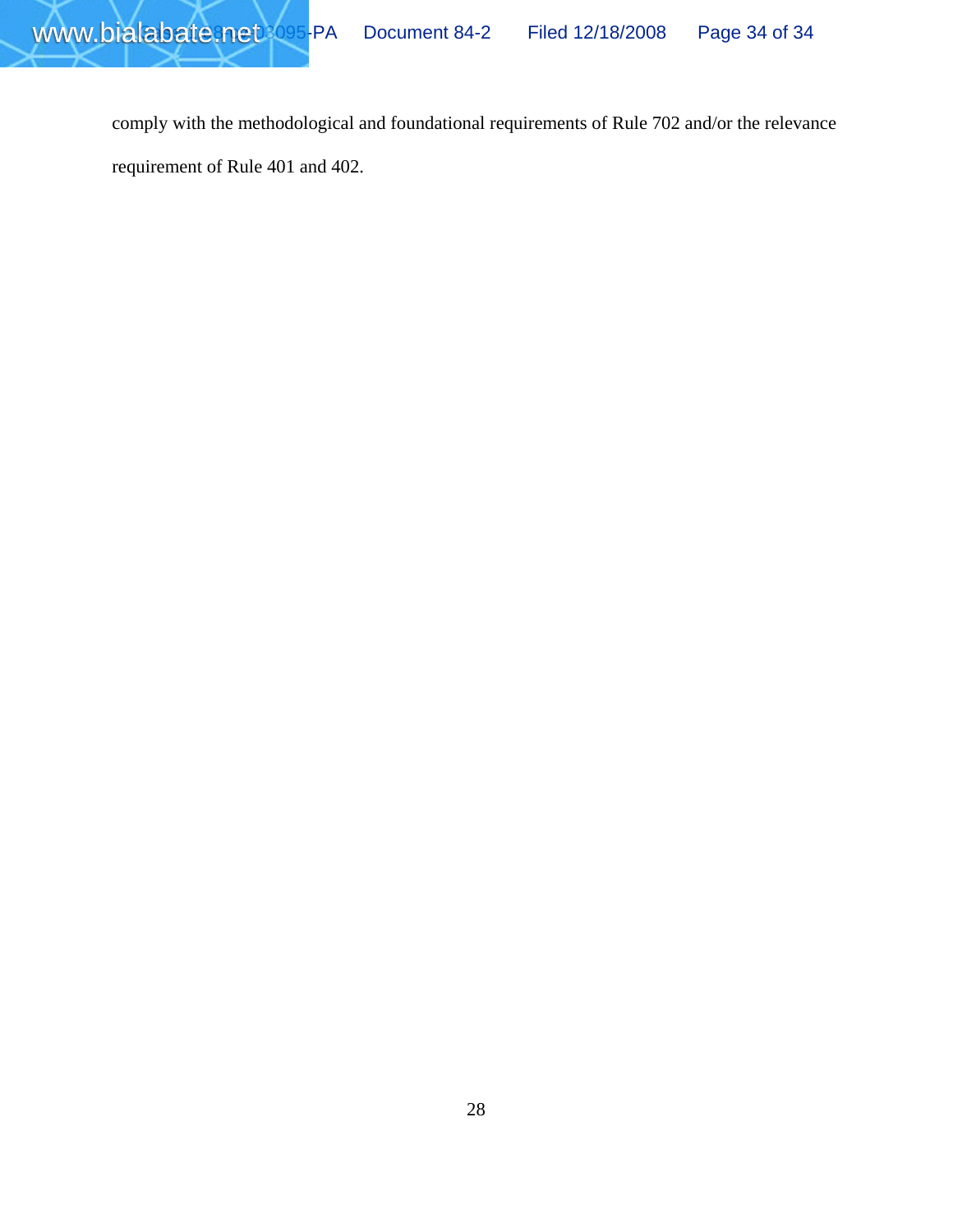comply with the methodological and foundational requirements of Rule 702 and/or the relevance requirement of Rule 401 and 402.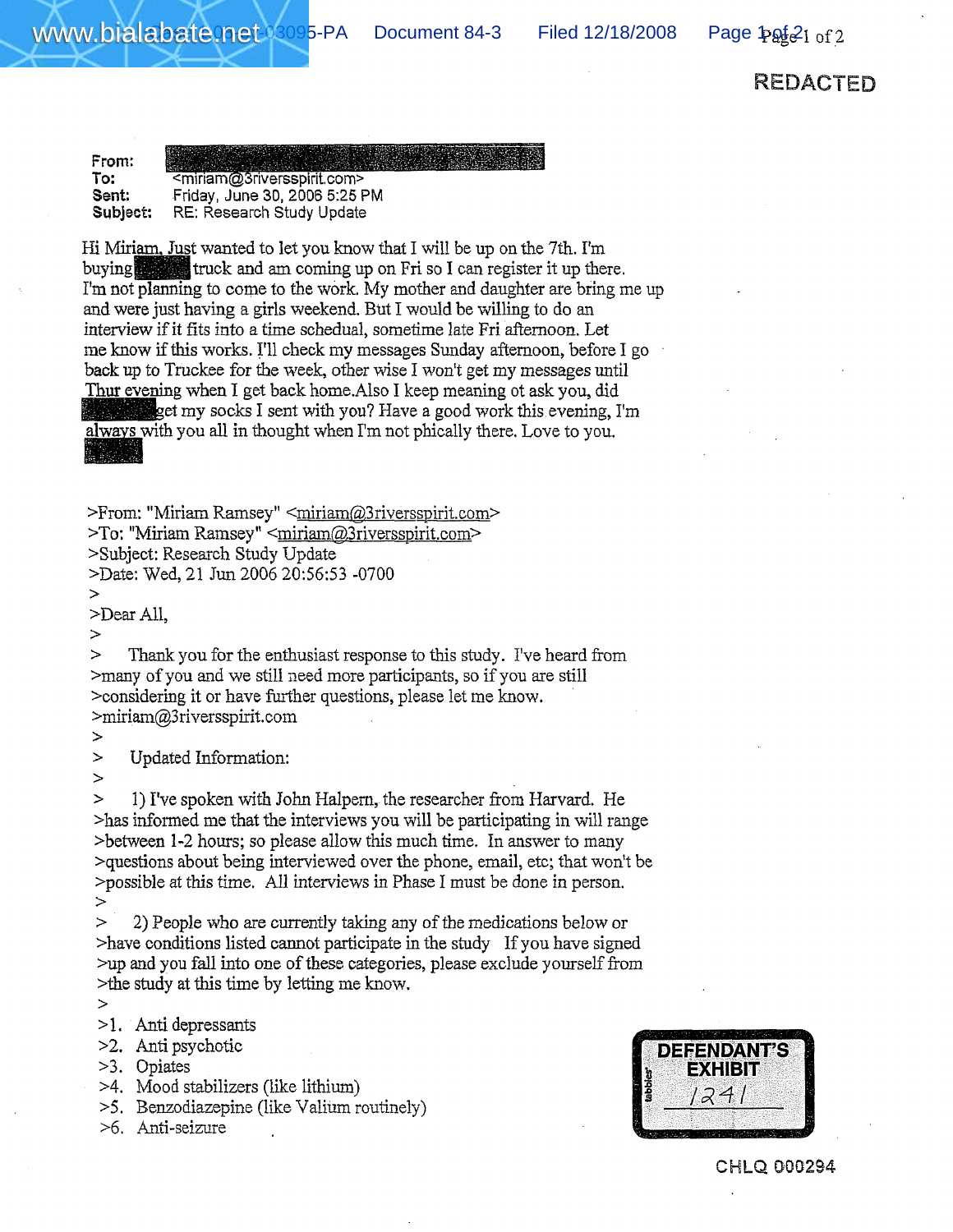REDACTED

**From:** 
**To:** <miriam@3riversspirit.com>
**Sent:** Friday, June 30, 2006 5:25 PM
**Subject:** RE: Research Study Update

Hi Miriam, Just wanted to let you know that I will be up on the 7th. I'm buying truck and am coming up on Fri so I can register it up there. I'm not planning to come to the work. My mother and daughter are bring me up and were just having a girls weekend. But I would be willing to do an interview if it fits into a time schedual, sometime late Fri afternoon. Let me know if this works. I'll check my messages Sunday afternoon, before I go back up to Truckee for the week, other wise I won't get my messages until Thur evening when I get back home.Also I keep meaning ot ask you, did get my socks I sent with you? Have a good work this evening, I'm always with you all in thought when I'm not phically there. Love to you.

>From: "Miriam Ramsey" <miriam@3riversspirit.com>
>To: "Miriam Ramsey" <miriam@3riversspirit.com>
>Subject: Research Study Update
>Date: Wed, 21 Jun 2006 20:56:53 -0700
>
>Dear All,
>
> Thank you for the enthusiast response to this study. I've heard from
>many of you and we still need more participants, so if you are still
>considering it or have further questions, please let me know.
>miriam@3riversspirit.com
>
> Updated Information:
>
> 1) I've spoken with John Halpern, the researcher from Harvard. He
>has informed me that the interviews you will be participating in will range
>between 1-2 hours; so please allow this much time. In answer to many
>questions about being interviewed over the phone, email, etc; that won't be
>possible at this time. All interviews in Phase I must be done in person.
>
> 2) People who are currently taking any of the medications below or
>have conditions listed cannot participate in the study If you have signed
>up and you fall into one of these categories, please exclude yourself from
>the study at this time by letting me know.
>
>1. Anti depressants
>2. Anti psychotic
>3. Opiates
>4. Mood stabilizers (like lithium)
>5. Benzodiazepine (like Valium routinely)
>6. Anti-seizure

DEFENDANT'S EXHIBIT 1241

CHLQ 000294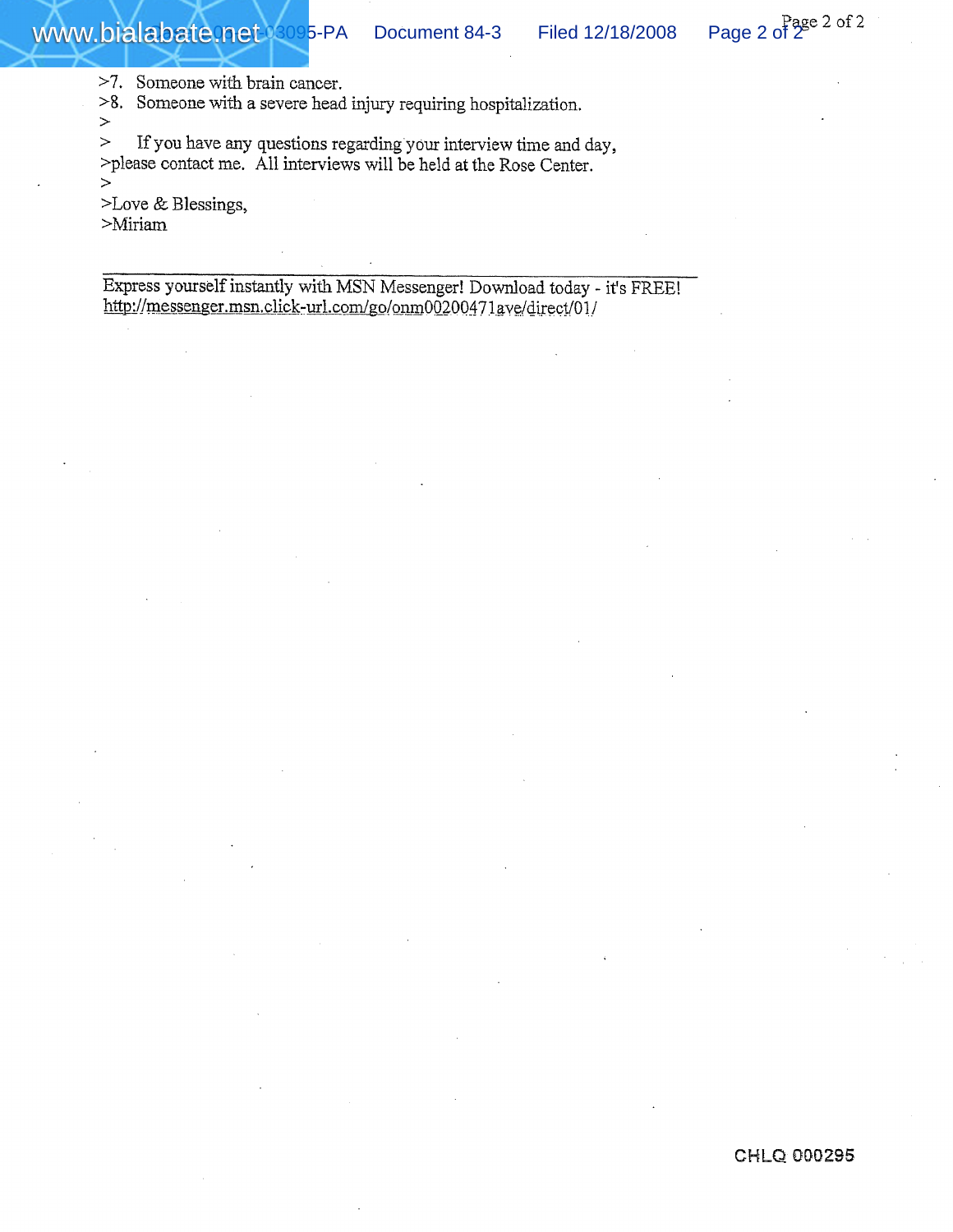>7. Someone with brain cancer.
>8. Someone with a severe head injury requiring hospitalization.
>
> If you have any questions regarding your interview time and day,
>please contact me. All interviews will be held at the Rose Center.
>
>Love & Blessings,
>Miriam

---

Express yourself instantly with MSN Messenger! Download today - it's FREE!
http://messenger.msn.click-url.com/go/onm00200471ave/direct/01/

CHLQ 000295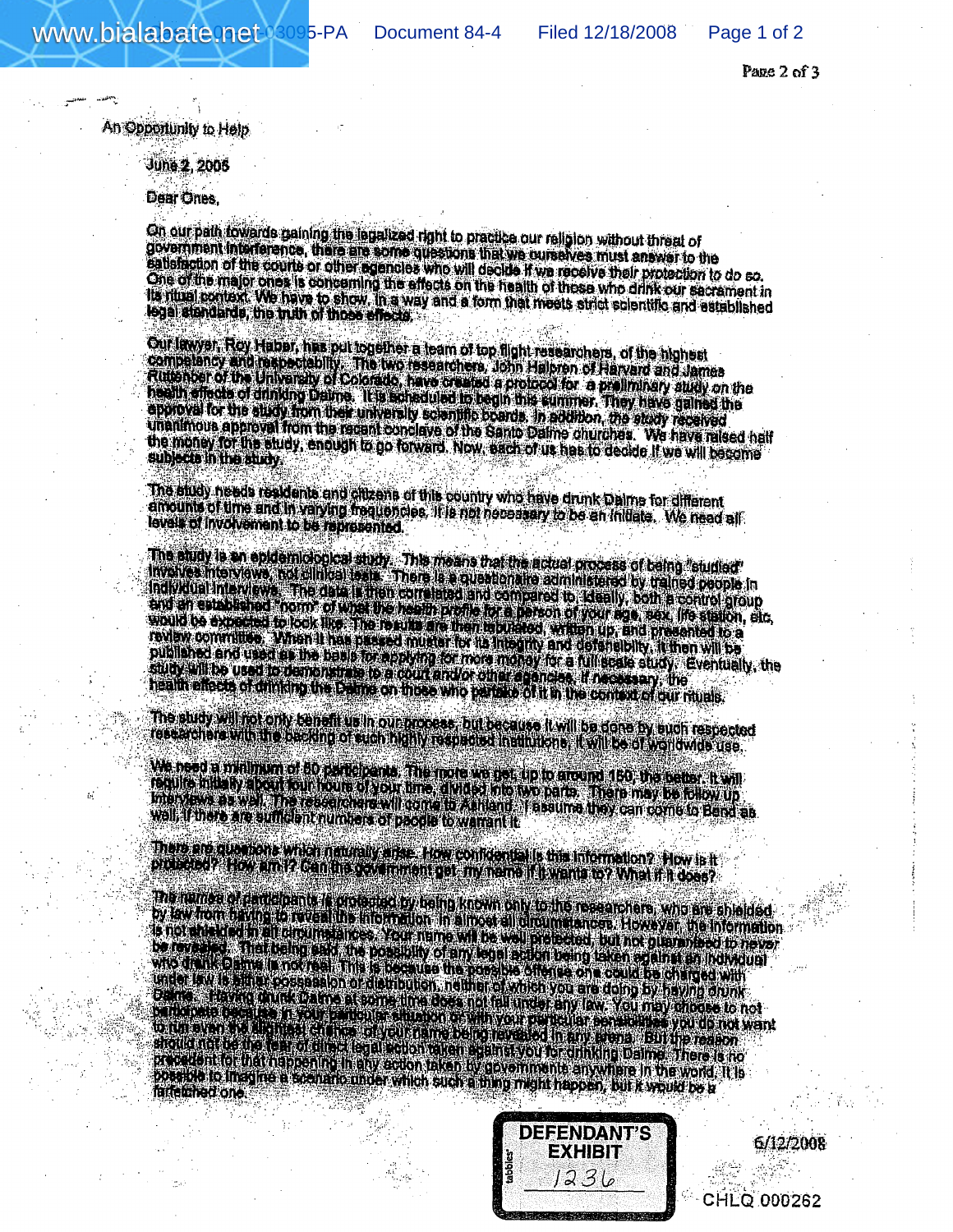An Opportunity to Help

June 2, 2005

Dear Ones,

On our path towards gaining the legalized right to practice our religion without threat of government interference, there are some questions that we ourselves must answer to the satisfaction of the courts or other agencies who will decide if we receive their protection to do so. One of the major ones is concerning the effects on the health of those who drink our sacrament in its ritual context. We have to show, in a way and a form that meets strict scientific and established legal standards, the truth of those effects.

Our lawyer, Roy Haber, has put together a team of top flight researchers, of the highest competency and respectability. The two researchers, John Halpren of Harvard and James Ruttenber of the University of Colorado, have created a protocol for a *preliminary study* on the health effects of drinking Daime. It is scheduled to begin this summer. They have gained the approval for the study from their university scientific boards. *In addition, the study received* unanimous approval from the recent conclave of the Santo Daime churches. We have raised half the money for the study, enough to go forward. Now, each of us has to decide if we will become subjects in the study.

The study needs residents and citizens of this country who have drunk Daime for different amounts of time and in varying frequencies. *It is not necessary to be an initiate.* We need all levels of involvement to be represented.

The study is an epidemiological study. This means that the actual process of being "studied" involves interviews, not clinical tests. There is a questionaire administered by trained people in individual interviews. The data is then correlated and compared to, ideally, both a control group and an established "norm" of what the health profile for a person of your age, sex, life station, etc. would be expected to look like. The results are then tabulated, written up, and presented to a review committee. When it has passed muster for its integrity and defensibility, it then will be published and used as the basis for applying for more money for a full scale study. Eventually, the study will be used to demonstrate to a court and/or other agencies, if necessary, the health effects of drinking the Daime on those who partake of it in the context of our rituals.

The study will not only benefit us in our process, but because it will be done by such respected researchers with the backing of such highly respected institutions, it will be of worldwide use.

We need a minimum of 80 participants. The more we get, up to around 150, the better. It will require initially about four hours of your time, divided into two parts. There may be follow up interviews as well. The researchers will come to Ashland. I assume they can come to Bend as well, if there are sufficient numbers of people to warrant it.

There are questions which naturally arise. How confidential is this information? How is it protected? How am I? Can the government get my name if it wants to? What if it does?

The names of participants is protected by being known only to the researchers, who are shielded by law from having to reveal the information in almost all circumstances. However, the information is not shielded in all circumstances. Your name will be well protected, but not guaranteed to never be revealed. That being said, the possibility of any legal action being taken against an individual who drank Daime is not real. This is because the possible offense one could be charged with under law is either possession or distribution, neither of which you are doing by having drunk Daime. Having drunk Daime at some time does not fall under any law. You may choose to not participate because in your particular situation or with your particular sensibilities you do not want to run even the slightest chance of your name being revealed in any arena. But the reason should not be the fear of direct legal action taken against you for drinking Daime. There is no precedent for that happening in any action taken by governments anywhere in the world. It is possible to imagine a scenario under which such a thing might happen, but it would be a farfetched one.

DEFENDANT'S EXHIBIT 1236

6/12/2008

CHLQ 000262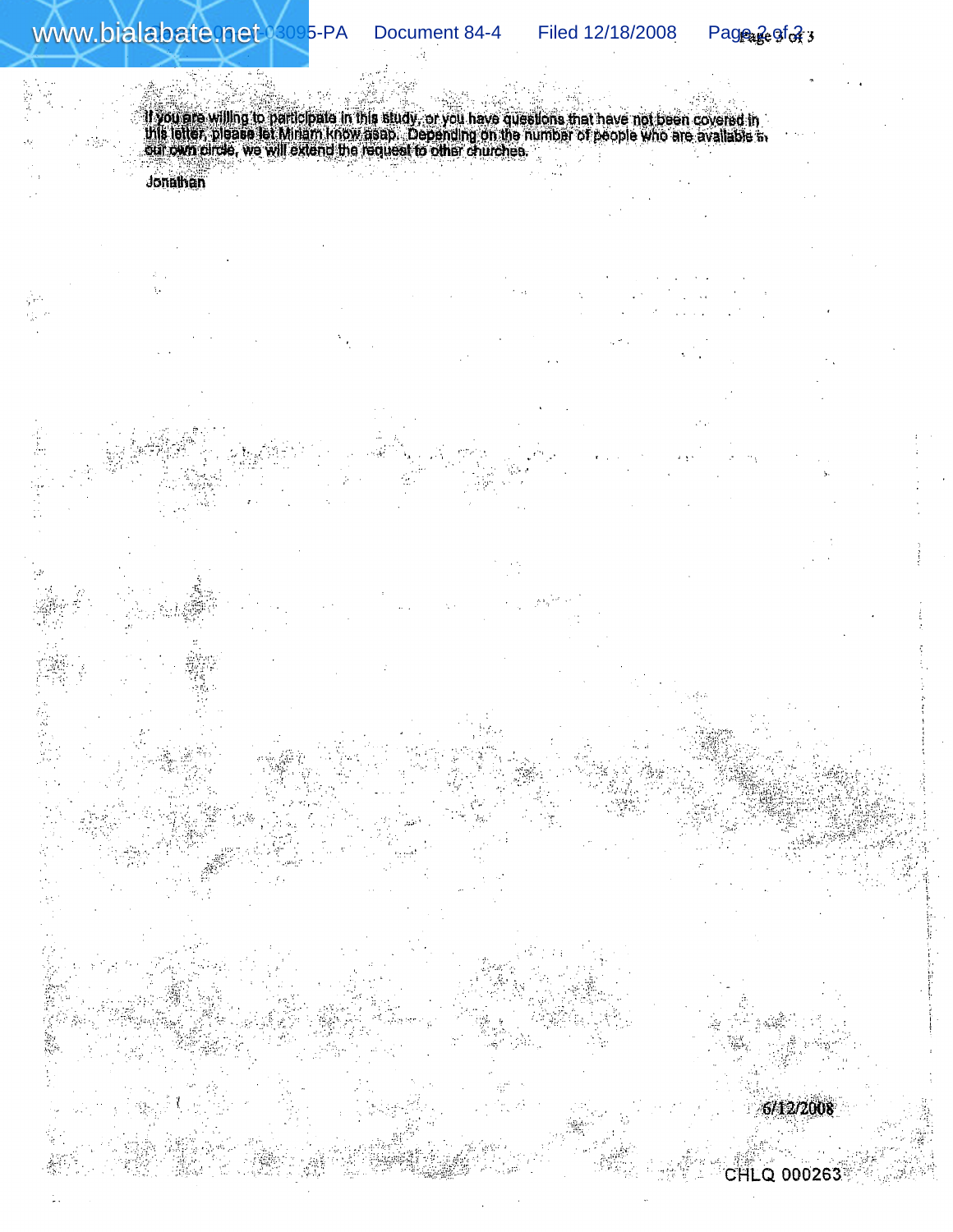If you are willing to participate in this study, or you have questions that have not been covered in this letter, please let Miriam know asap. Depending on the number of people who are available in our own circle, we will extend the request to other churches.

Jonathan

6/12/2008

CHLQ 000263